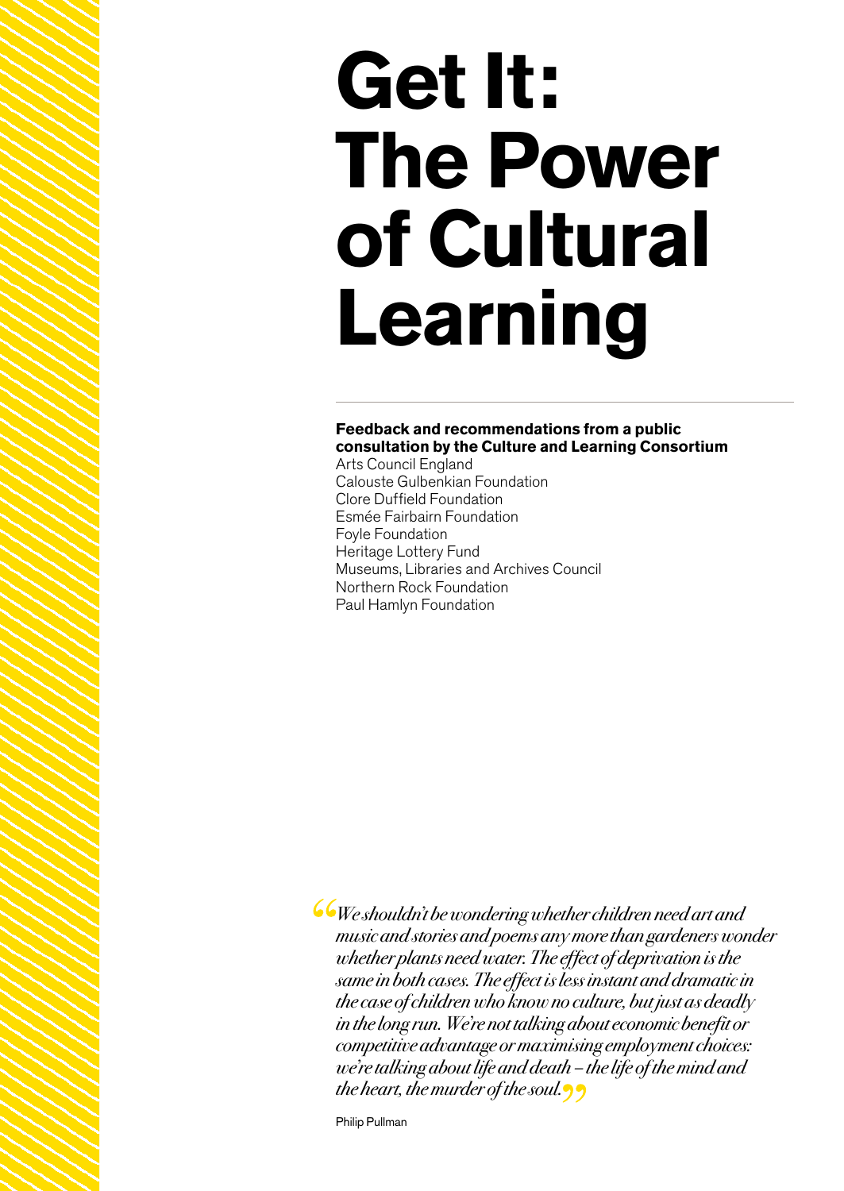# Get It: The Power of Cultural Learning

**Feedback and recommendations from a public consultation by the Culture and Learning Consortium**

Arts Council England
Calouste Gulbenkian Foundation
Clore Duffield Foundation
Esmée Fairbairn Foundation
Foyle Foundation
Heritage Lottery Fund
Museums, Libraries and Archives Council
Northern Rock Foundation
Paul Hamlyn Foundation

> *"We shouldn't be wondering whether children need art and music and stories and poems any more than gardeners wonder whether plants need water. The effect of deprivation is the same in both cases. The effect is less instant and dramatic in the case of children who know no culture, but just as deadly in the long run. We're not talking about economic benefit or competitive advantage or maximising employment choices: we're talking about life and death – the life of the mind and the heart, the murder of the soul."*
>
> Philip Pullman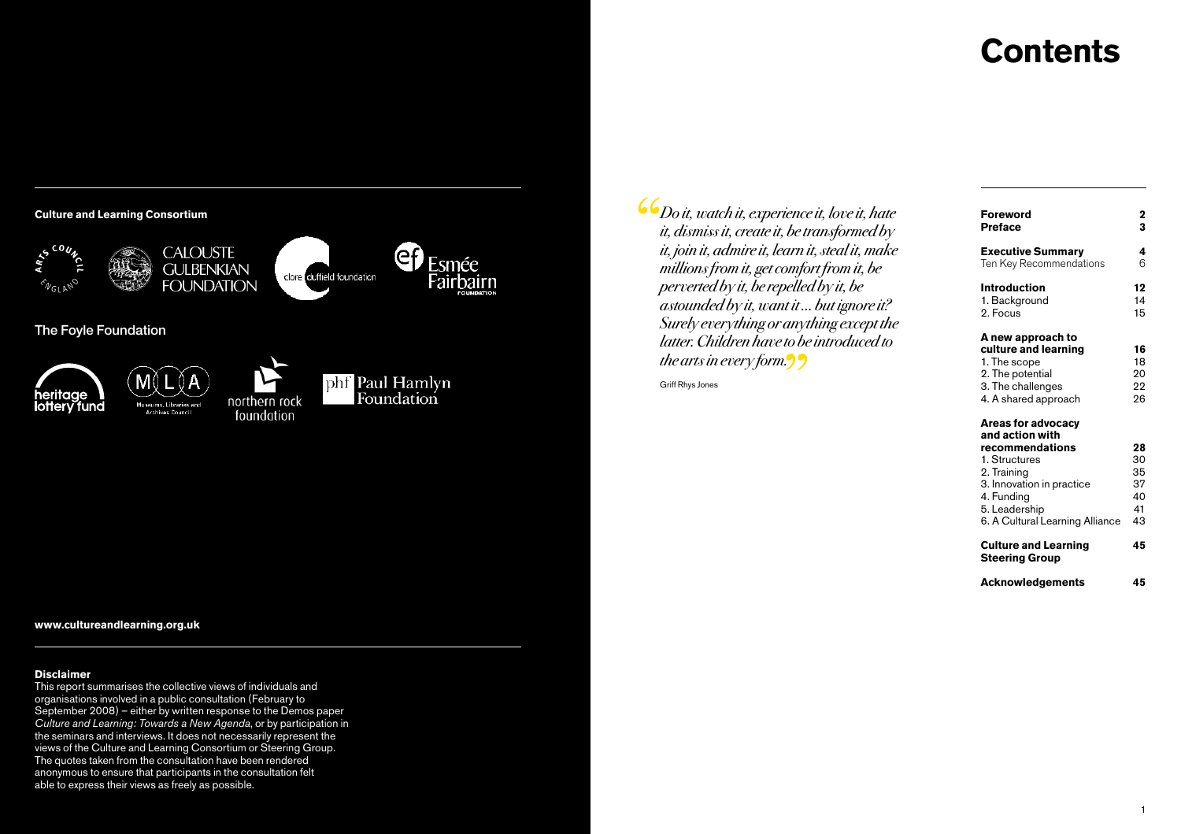**Culture and Learning Consortium**

Arts Council England
Calouste Gulbenkian Foundation
Clore Duffield Foundation
Esmée Fairbairn Foundation
The Foyle Foundation
Heritage Lottery Fund
MLA – Museums, Libraries and Archives Council
Northern Rock Foundation
phf Paul Hamlyn Foundation

**www.cultureandlearning.org.uk**

**Disclaimer**
This report summarises the collective views of individuals and organisations involved in a public consultation (February to September 2008) – either by written response to the Demos paper *Culture and Learning: Towards a New Agenda*, or by participation in the seminars and interviews. It does not necessarily represent the views of the Culture and Learning Consortium or Steering Group. The quotes taken from the consultation have been rendered anonymous to ensure that participants in the consultation felt able to express their views as freely as possible.

# Contents

> *"Do it, watch it, experience it, love it, hate it, dismiss it, create it, be transformed by it, join it, admire it, learn it, steal it, make millions from it, get comfort from it, be perverted by it, be repelled by it, be astounded by it, want it ... but ignore it? Surely everything or anything except the latter. Children have to be introduced to the arts in every form."*
>
> Griff Rhys Jones

| | |
|---|---|
| **Foreword** | **2** |
| **Preface** | **3** |
| **Executive Summary** | **4** |
| Ten Key Recommendations | 6 |
| **Introduction** | **12** |
| 1. Background | 14 |
| 2. Focus | 15 |
| **A new approach to culture and learning** | **16** |
| 1. The scope | 18 |
| 2. The potential | 20 |
| 3. The challenges | 22 |
| 4. A shared approach | 26 |
| **Areas for advocacy and action with recommendations** | **28** |
| 1. Structures | 30 |
| 2. Training | 35 |
| 3. Innovation in practice | 37 |
| 4. Funding | 40 |
| 5. Leadership | 41 |
| 6. A Cultural Learning Alliance | 43 |
| **Culture and Learning Steering Group** | **45** |
| **Acknowledgements** | **45** |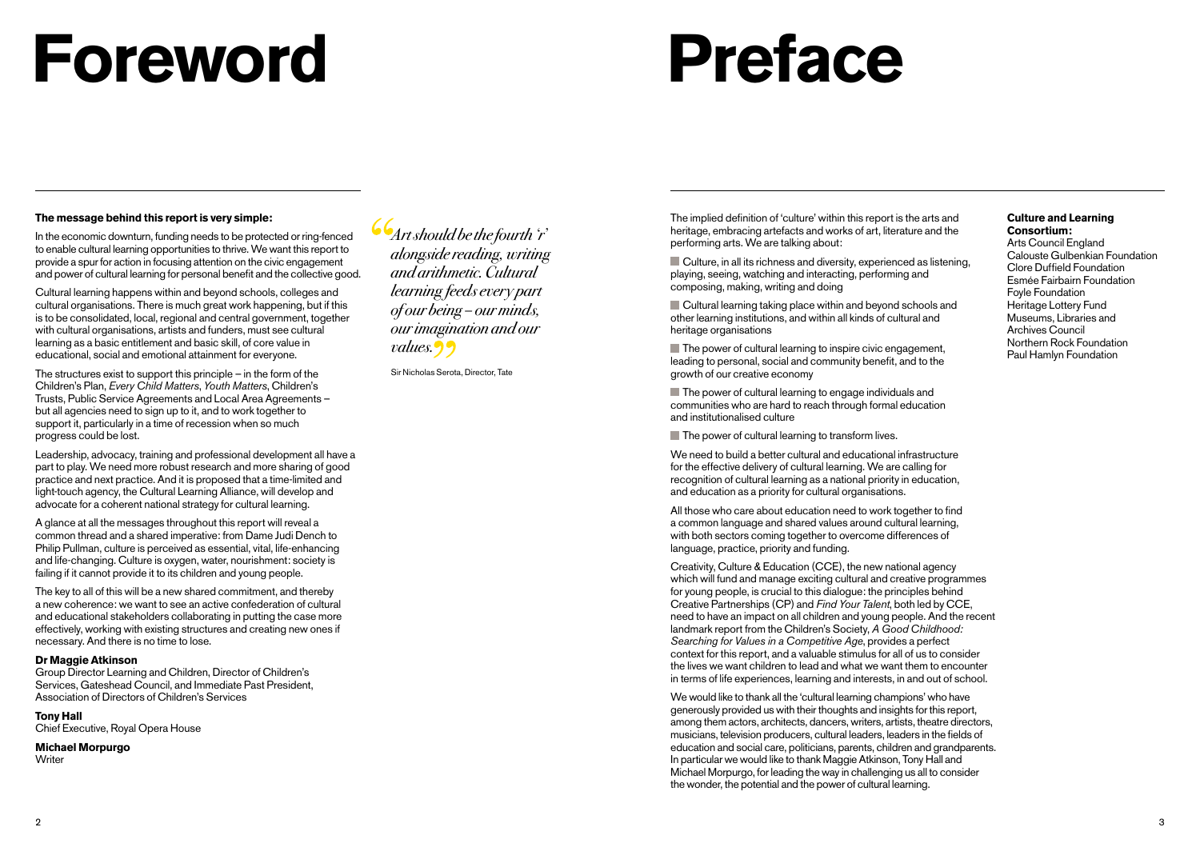# Foreword

**The message behind this report is very simple:**

In the economic downturn, funding needs to be protected or ring-fenced to enable cultural learning opportunities to thrive. We want this report to provide a spur for action in focusing attention on the civic engagement and power of cultural learning for personal benefit and the collective good.

Cultural learning happens within and beyond schools, colleges and cultural organisations. There is much great work happening, but if this is to be consolidated, local, regional and central government, together with cultural organisations, artists and funders, must see cultural learning as a basic entitlement and basic skill, of core value in educational, social and emotional attainment for everyone.

The structures exist to support this principle – in the form of the Children's Plan, *Every Child Matters*, *Youth Matters*, Children's Trusts, Public Service Agreements and Local Area Agreements – but all agencies need to sign up to it, and to work together to support it, particularly in a time of recession when so much progress could be lost.

Leadership, advocacy, training and professional development all have a part to play. We need more robust research and more sharing of good practice and next practice. And it is proposed that a time-limited and light-touch agency, the Cultural Learning Alliance, will develop and advocate for a coherent national strategy for cultural learning.

A glance at all the messages throughout this report will reveal a common thread and a shared imperative: from Dame Judi Dench to Philip Pullman, culture is perceived as essential, vital, life-enhancing and life-changing. Culture is oxygen, water, nourishment: society is failing if it cannot provide it to its children and young people.

The key to all of this will be a new shared commitment, and thereby a new coherence: we want to see an active confederation of cultural and educational stakeholders collaborating in putting the case more effectively, working with existing structures and creating new ones if necessary. And there is no time to lose.

**Dr Maggie Atkinson**
Group Director Learning and Children, Director of Children's Services, Gateshead Council, and Immediate Past President, Association of Directors of Children's Services

**Tony Hall**
Chief Executive, Royal Opera House

**Michael Morpurgo**
Writer

> *"Art should be the fourth 'r' alongside reading, writing and arithmetic. Cultural learning feeds every part of our being – our minds, our imagination and our values."*
>
> Sir Nicholas Serota, Director, Tate

# Preface

The implied definition of 'culture' within this report is the arts and heritage, embracing artefacts and works of art, literature and the performing arts. We are talking about:

- Culture, in all its richness and diversity, experienced as listening, playing, seeing, watching and interacting, performing and composing, making, writing and doing
- Cultural learning taking place within and beyond schools and other learning institutions, and within all kinds of cultural and heritage organisations
- The power of cultural learning to inspire civic engagement, leading to personal, social and community benefit, and to the growth of our creative economy
- The power of cultural learning to engage individuals and communities who are hard to reach through formal education and institutionalised culture
- The power of cultural learning to transform lives.

We need to build a better cultural and educational infrastructure for the effective delivery of cultural learning. We are calling for recognition of cultural learning as a national priority in education, and education as a priority for cultural organisations.

All those who care about education need to work together to find a common language and shared values around cultural learning, with both sectors coming together to overcome differences of language, practice, priority and funding.

Creativity, Culture & Education (CCE), the new national agency which will fund and manage exciting cultural and creative programmes for young people, is crucial to this dialogue: the principles behind Creative Partnerships (CP) and *Find Your Talent*, both led by CCE, need to have an impact on all children and young people. And the recent landmark report from the Children's Society, *A Good Childhood: Searching for Values in a Competitive Age*, provides a perfect context for this report, and a valuable stimulus for all of us to consider the lives we want children to lead and what we want them to encounter in terms of life experiences, learning and interests, in and out of school.

We would like to thank all the 'cultural learning champions' who have generously provided us with their thoughts and insights for this report, among them actors, architects, dancers, writers, artists, theatre directors, musicians, television producers, cultural leaders, leaders in the fields of education and social care, politicians, parents, children and grandparents. In particular we would like to thank Maggie Atkinson, Tony Hall and Michael Morpurgo, for leading the way in challenging us all to consider the wonder, the potential and the power of cultural learning.

**Culture and Learning Consortium:**
Arts Council England
Calouste Gulbenkian Foundation
Clore Duffield Foundation
Esmée Fairbairn Foundation
Foyle Foundation
Heritage Lottery Fund
Museums, Libraries and Archives Council
Northern Rock Foundation
Paul Hamlyn Foundation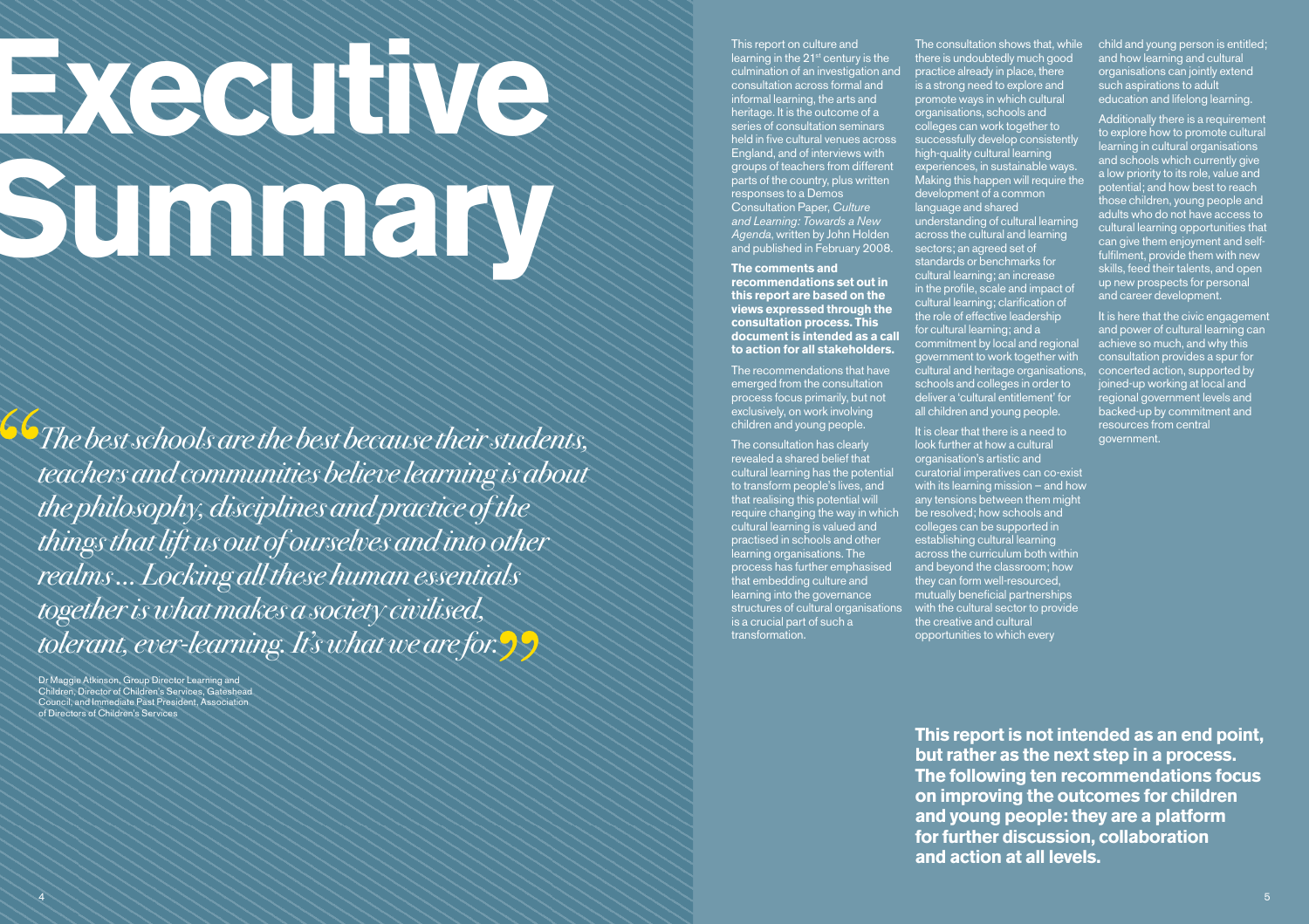# Executive Summary

*"The best schools are the best because their students, teachers and communities believe learning is about the philosophy, disciplines and practice of the things that lift us out of ourselves and into other realms ... Locking all these human essentials together is what makes a society civilised, tolerant, ever-learning. It's what we are for."*

Dr Maggie Atkinson, Group Director Learning and Children, Director of Children's Services, Gateshead Council, and Immediate Past President, Association of Directors of Children's Services

This report on culture and learning in the 21st century is the culmination of an investigation and consultation across formal and informal learning, the arts and heritage. It is the outcome of a series of consultation seminars held in five cultural venues across England, and of interviews with groups of teachers from different parts of the country, plus written responses to a Demos Consultation Paper, *Culture and Learning: Towards a New Agenda*, written by John Holden and published in February 2008.

**The comments and recommendations set out in this report are based on the views expressed through the consultation process. This document is intended as a call to action for all stakeholders.**

The recommendations that have emerged from the consultation process focus primarily, but not exclusively, on work involving children and young people.

The consultation has clearly revealed a shared belief that cultural learning has the potential to transform people's lives, and that realising this potential will require changing the way in which cultural learning is valued and practised in schools and other learning organisations. The process has further emphasised that embedding culture and learning into the governance structures of cultural organisations is a crucial part of such a transformation.

The consultation shows that, while there is undoubtedly much good practice already in place, there is a strong need to explore and promote ways in which cultural organisations, schools and colleges can work together to successfully develop consistently high-quality cultural learning experiences, in sustainable ways. Making this happen will require the development of a common language and shared understanding of cultural learning across the cultural and learning sectors; an agreed set of standards or benchmarks for cultural learning; an increase in the profile, scale and impact of cultural learning; clarification of the role of effective leadership for cultural learning; and a commitment by local and regional government to work together with cultural and heritage organisations, schools and colleges in order to deliver a 'cultural entitlement' for all children and young people.

It is clear that there is a need to look further at how a cultural organisation's artistic and curatorial imperatives can co-exist with its learning mission – and how any tensions between them might be resolved; how schools and colleges can be supported in establishing cultural learning across the curriculum both within and beyond the classroom; how they can form well-resourced, mutually beneficial partnerships with the cultural sector to provide the creative and cultural opportunities to which every child and young person is entitled; and how learning and cultural organisations can jointly extend such aspirations to adult education and lifelong learning.

Additionally there is a requirement to explore how to promote cultural learning in cultural organisations and schools which currently give a low priority to its role, value and potential; and how best to reach those children, young people and adults who do not have access to cultural learning opportunities that can give them enjoyment and self-fulfilment, provide them with new skills, feed their talents, and open up new prospects for personal and career development.

It is here that the civic engagement and power of cultural learning can achieve so much, and why this consultation provides a spur for concerted action, supported by joined-up working at local and regional government levels and backed-up by commitment and resources from central government.

**This report is not intended as an end point, but rather as the next step in a process. The following ten recommendations focus on improving the outcomes for children and young people: they are a platform for further discussion, collaboration and action at all levels.**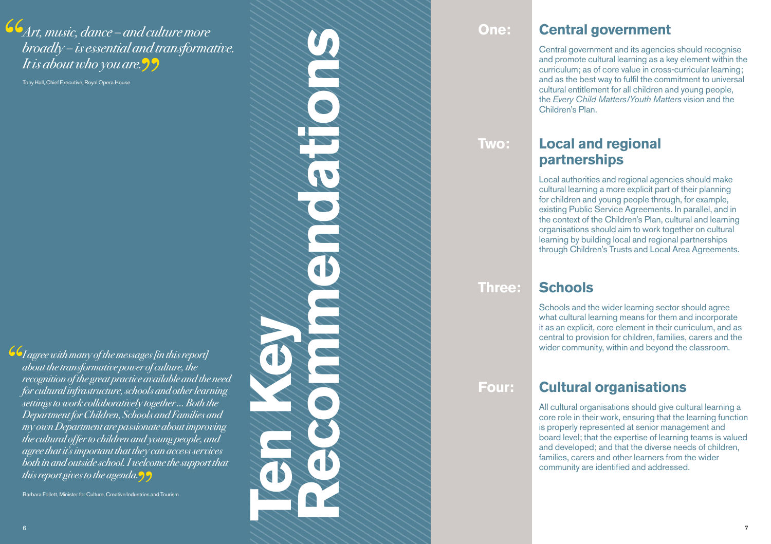> *Art, music, dance – and culture more broadly – is essential and transformative. It is about who you are.*

Tony Hall, Chief Executive, Royal Opera House

> *I agree with many of the messages [in this report] about the transformative power of culture, the recognition of the great practice available and the need for cultural infrastructure, schools and other learning settings to work collaboratively together ... Both the Department for Children, Schools and Families and my own Department are passionate about improving the cultural offer to children and young people, and agree that it's important that they can access services both in and outside school. I welcome the support that this report gives to the agenda.*

Barbara Follett, Minister for Culture, Creative Industries and Tourism

# Ten Key Recommendations

## One: Central government

Central government and its agencies should recognise and promote cultural learning as a key element within the curriculum; as of core value in cross-curricular learning; and as the best way to fulfil the commitment to universal cultural entitlement for all children and young people, the *Every Child Matters/Youth Matters* vision and the Children's Plan.

## Two: Local and regional partnerships

Local authorities and regional agencies should make cultural learning a more explicit part of their planning for children and young people through, for example, existing Public Service Agreements. In parallel, and in the context of the Children's Plan, cultural and learning organisations should aim to work together on cultural learning by building local and regional partnerships through Children's Trusts and Local Area Agreements.

## Three: Schools

Schools and the wider learning sector should agree what cultural learning means for them and incorporate it as an explicit, core element in their curriculum, and as central to provision for children, families, carers and the wider community, within and beyond the classroom.

## Four: Cultural organisations

All cultural organisations should give cultural learning a core role in their work, ensuring that the learning function is properly represented at senior management and board level; that the expertise of learning teams is valued and developed; and that the diverse needs of children, families, carers and other learners from the wider community are identified and addressed.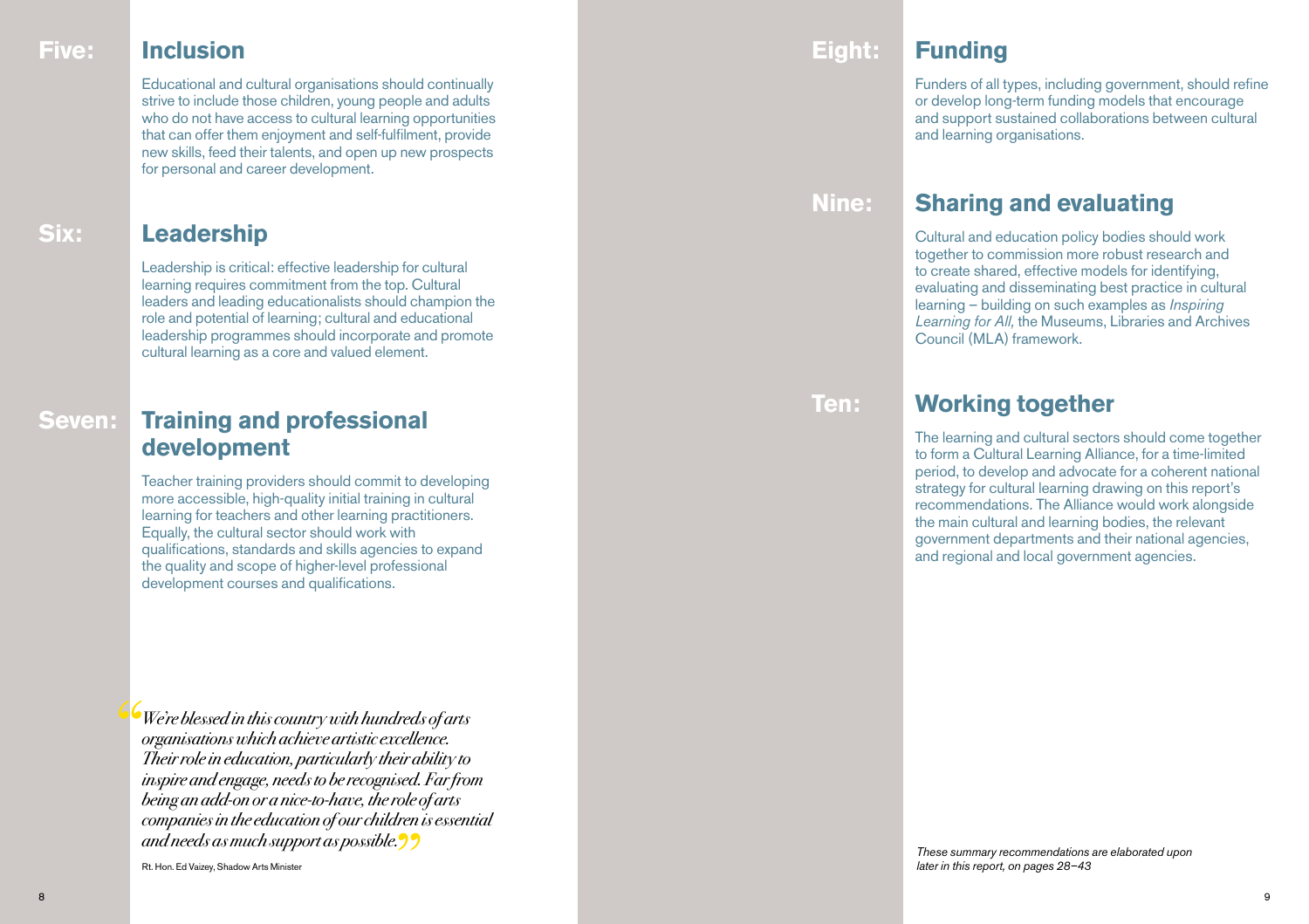## Five: Inclusion

Educational and cultural organisations should continually strive to include those children, young people and adults who do not have access to cultural learning opportunities that can offer them enjoyment and self-fulfilment, provide new skills, feed their talents, and open up new prospects for personal and career development.

## Six: Leadership

Leadership is critical: effective leadership for cultural learning requires commitment from the top. Cultural leaders and leading educationalists should champion the role and potential of learning; cultural and educational leadership programmes should incorporate and promote cultural learning as a core and valued element.

## Seven: Training and professional development

Teacher training providers should commit to developing more accessible, high-quality initial training in cultural learning for teachers and other learning practitioners. Equally, the cultural sector should work with qualifications, standards and skills agencies to expand the quality and scope of higher-level professional development courses and qualifications.

> *"We're blessed in this country with hundreds of arts organisations which achieve artistic excellence. Their role in education, particularly their ability to inspire and engage, needs to be recognised. Far from being an add-on or a nice-to-have, the role of arts companies in the education of our children is essential and needs as much support as possible."*
>
> Rt. Hon. Ed Vaizey, Shadow Arts Minister

## Eight: Funding

Funders of all types, including government, should refine or develop long-term funding models that encourage and support sustained collaborations between cultural and learning organisations.

## Nine: Sharing and evaluating

Cultural and education policy bodies should work together to commission more robust research and to create shared, effective models for identifying, evaluating and disseminating best practice in cultural learning – building on such examples as *Inspiring Learning for All,* the Museums, Libraries and Archives Council (MLA) framework.

## Ten: Working together

The learning and cultural sectors should come together to form a Cultural Learning Alliance, for a time-limited period, to develop and advocate for a coherent national strategy for cultural learning drawing on this report's recommendations. The Alliance would work alongside the main cultural and learning bodies, the relevant government departments and their national agencies, and regional and local government agencies.

*These summary recommendations are elaborated upon later in this report, on pages 28–43*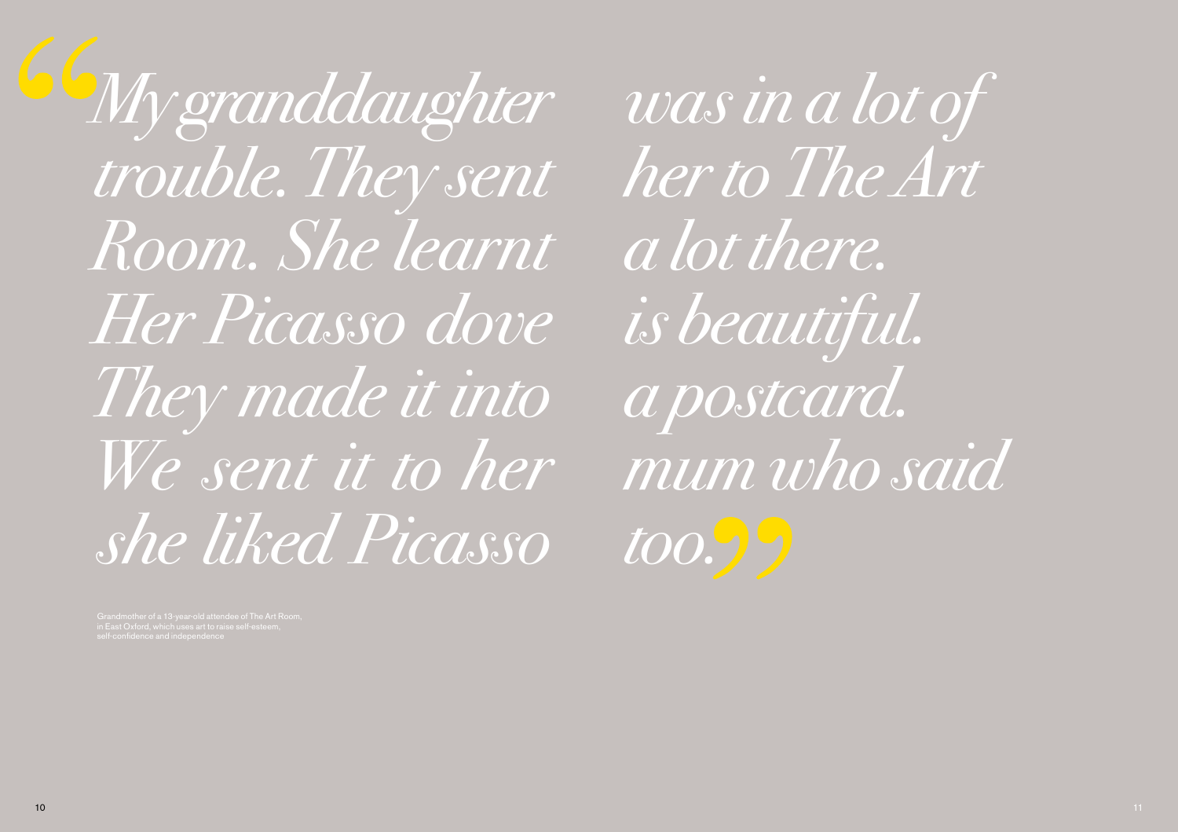*"My granddaughter was in a lot of trouble. They sent her to The Art Room. She learnt a lot there. Her Picasso dove is beautiful. They made it into a postcard. We sent it to her mum who said she liked Picasso too."*

Grandmother of a 13-year-old attendee of The Art Room, in East Oxford, which uses art to raise self-esteem, self-confidence and independence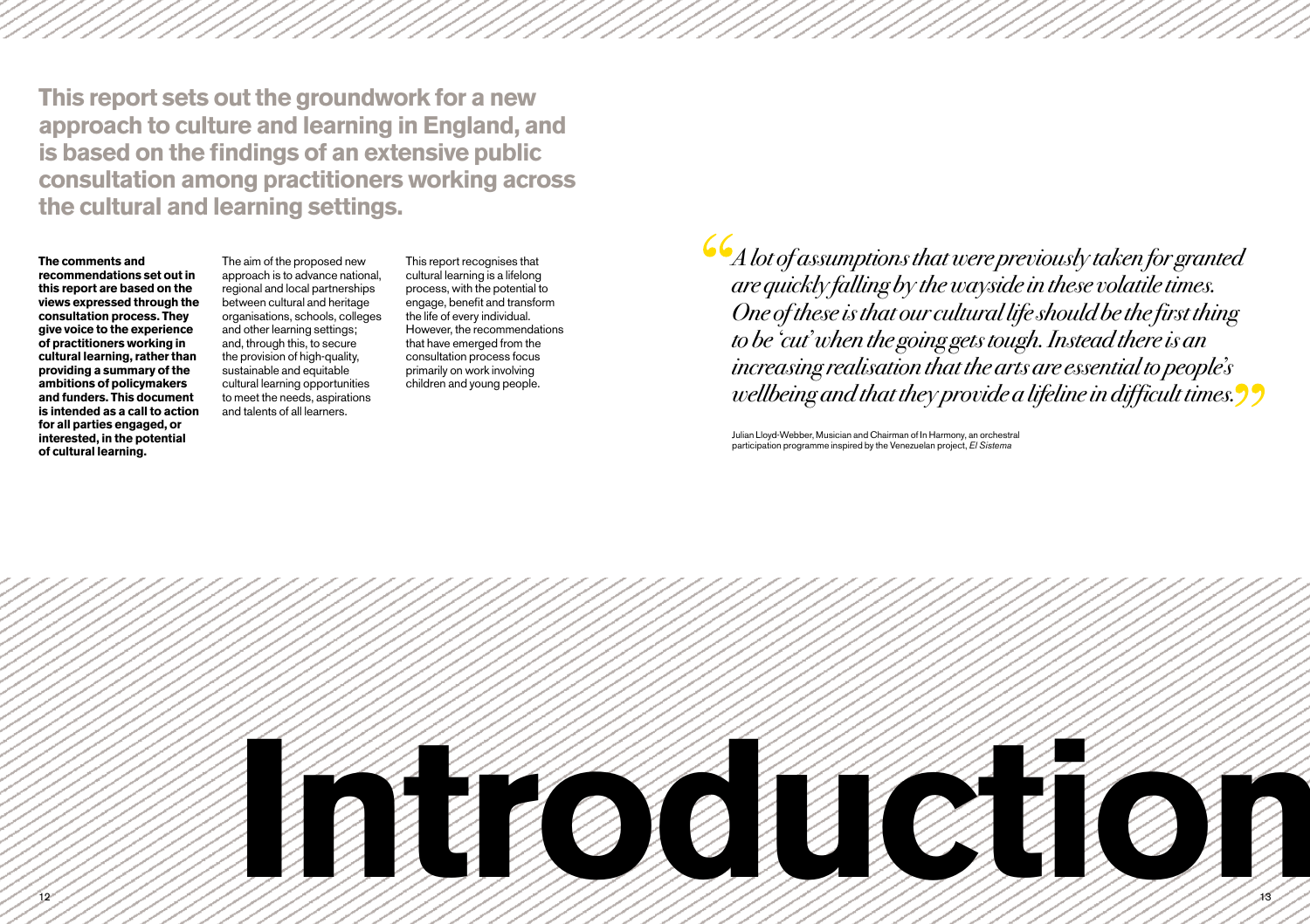# Introduction

## This report sets out the groundwork for a new approach to culture and learning in England, and is based on the findings of an extensive public consultation among practitioners working across the cultural and learning settings.

**The comments and recommendations set out in this report are based on the views expressed through the consultation process. They give voice to the experience of practitioners working in cultural learning, rather than providing a summary of the ambitions of policymakers and funders. This document is intended as a call to action for all parties engaged, or interested, in the potential of cultural learning.**

The aim of the proposed new approach is to advance national, regional and local partnerships between cultural and heritage organisations, schools, colleges and other learning settings; and, through this, to secure the provision of high-quality, sustainable and equitable cultural learning opportunities to meet the needs, aspirations and talents of all learners.

This report recognises that cultural learning is a lifelong process, with the potential to engage, benefit and transform the life of every individual. However, the recommendations that have emerged from the consultation process focus primarily on work involving children and young people.

> *"A lot of assumptions that were previously taken for granted are quickly falling by the wayside in these volatile times. One of these is that our cultural life should be the first thing to be 'cut' when the going gets tough. Instead there is an increasing realisation that the arts are essential to people's wellbeing and that they provide a lifeline in difficult times."*
>
> Julian Lloyd-Webber, Musician and Chairman of In Harmony, an orchestral participation programme inspired by the Venezuelan project, *El Sistema*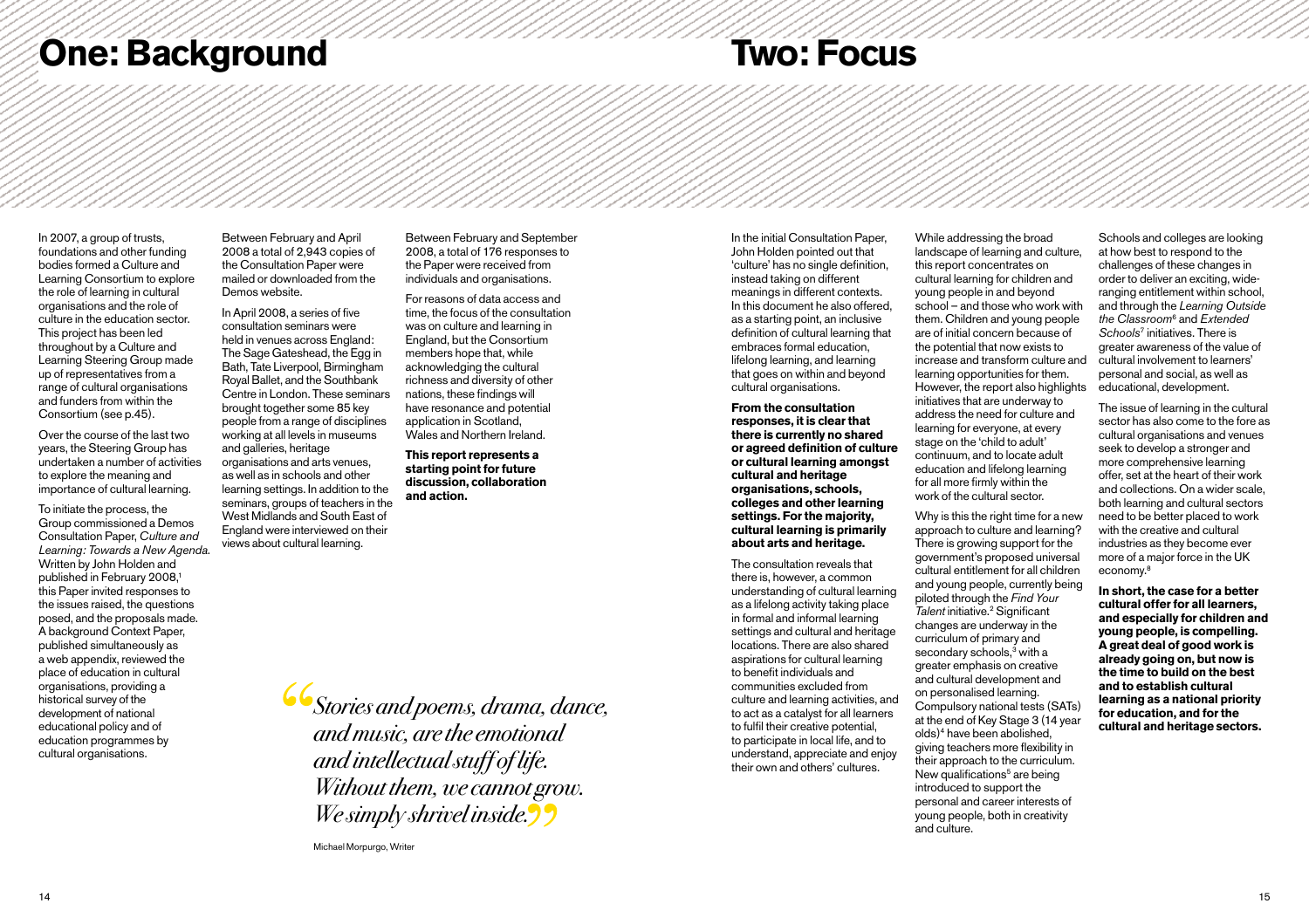# One: Background

In 2007, a group of trusts, foundations and other funding bodies formed a Culture and Learning Consortium to explore the role of learning in cultural organisations and the role of culture in the education sector. This project has been led throughout by a Culture and Learning Steering Group made up of representatives from a range of cultural organisations and funders from within the Consortium (see p.45).

Over the course of the last two years, the Steering Group has undertaken a number of activities to explore the meaning and importance of cultural learning.

To initiate the process, the Group commissioned a Demos Consultation Paper, *Culture and Learning: Towards a New Agenda*. Written by John Holden and published in February 2008,[1] this Paper invited responses to the issues raised, the questions posed, and the proposals made. A background Context Paper, published simultaneously as a web appendix, reviewed the place of education in cultural organisations, providing a historical survey of the development of national educational policy and of education programmes by cultural organisations.

Between February and April 2008 a total of 2,943 copies of the Consultation Paper were mailed or downloaded from the Demos website.

In April 2008, a series of five consultation seminars were held in venues across England: The Sage Gateshead, the Egg in Bath, Tate Liverpool, Birmingham Royal Ballet, and the Southbank Centre in London. These seminars brought together some 85 key people from a range of disciplines working at all levels in museums and galleries, heritage organisations and arts venues, as well as in schools and other learning settings. In addition to the seminars, groups of teachers in the West Midlands and South East of England were interviewed on their views about cultural learning.

Between February and September 2008, a total of 176 responses to the Paper were received from individuals and organisations.

For reasons of data access and time, the focus of the consultation was on culture and learning in England, but the Consortium members hope that, while acknowledging the cultural richness and diversity of other nations, these findings will have resonance and potential application in Scotland, Wales and Northern Ireland.

**This report represents a starting point for future discussion, collaboration and action.**

> *“Stories and poems, drama, dance, and music, are the emotional and intellectual stuff of life. Without them, we cannot grow. We simply shrivel inside.”*
>
> Michael Morpurgo, Writer

# Two: Focus

In the initial Consultation Paper, John Holden pointed out that 'culture' has no single definition, instead taking on different meanings in different contexts. In this document he also offered, as a starting point, an inclusive definition of cultural learning that embraces formal education, lifelong learning, and learning that goes on within and beyond cultural organisations.

**From the consultation responses, it is clear that there is currently no shared or agreed definition of culture or cultural learning amongst cultural and heritage organisations, schools, colleges and other learning settings. For the majority, cultural learning is primarily about arts and heritage.**

The consultation reveals that there is, however, a common understanding of cultural learning as a lifelong activity taking place in formal and informal learning settings and cultural and heritage locations. There are also shared aspirations for cultural learning to benefit individuals and communities excluded from culture and learning activities, and to act as a catalyst for all learners to fulfil their creative potential, to participate in local life, and to understand, appreciate and enjoy their own and others' cultures.

While addressing the broad landscape of learning and culture, this report concentrates on cultural learning for children and young people in and beyond school – and those who work with them. Children and young people are of initial concern because of the potential that now exists to increase and transform culture and learning opportunities for them. However, the report also highlights initiatives that are underway to address the need for culture and learning for everyone, at every stage on the 'child to adult' continuum, and to locate adult education and lifelong learning for all more firmly within the work of the cultural sector.

Why is this the right time for a new approach to culture and learning? There is growing support for the government's proposed universal cultural entitlement for all children and young people, currently being piloted through the *Find Your Talent* initiative.[2] Significant changes are underway in the curriculum of primary and secondary schools,[3] with a greater emphasis on creative and cultural development and on personalised learning. Compulsory national tests (SATs) at the end of Key Stage 3 (14 year olds)[4] have been abolished, giving teachers more flexibility in their approach to the curriculum. New qualifications[5] are being introduced to support the personal and career interests of young people, both in creativity and culture.

Schools and colleges are looking at how best to respond to the challenges of these changes in order to deliver an exciting, wide-ranging entitlement within school, and through the *Learning Outside the Classroom*[6] and *Extended Schools*[7] initiatives. There is greater awareness of the value of cultural involvement to learners' personal and social, as well as educational, development.

The issue of learning in the cultural sector has also come to the fore as cultural organisations and venues seek to develop a stronger and more comprehensive learning offer, set at the heart of their work and collections. On a wider scale, both learning and cultural sectors need to be better placed to work with the creative and cultural industries as they become ever more of a major force in the UK economy.[8]

**In short, the case for a better cultural offer for all learners, and especially for children and young people, is compelling. A great deal of good work is already going on, but now is the time to build on the best and to establish cultural learning as a national priority for education, and for the cultural and heritage sectors.**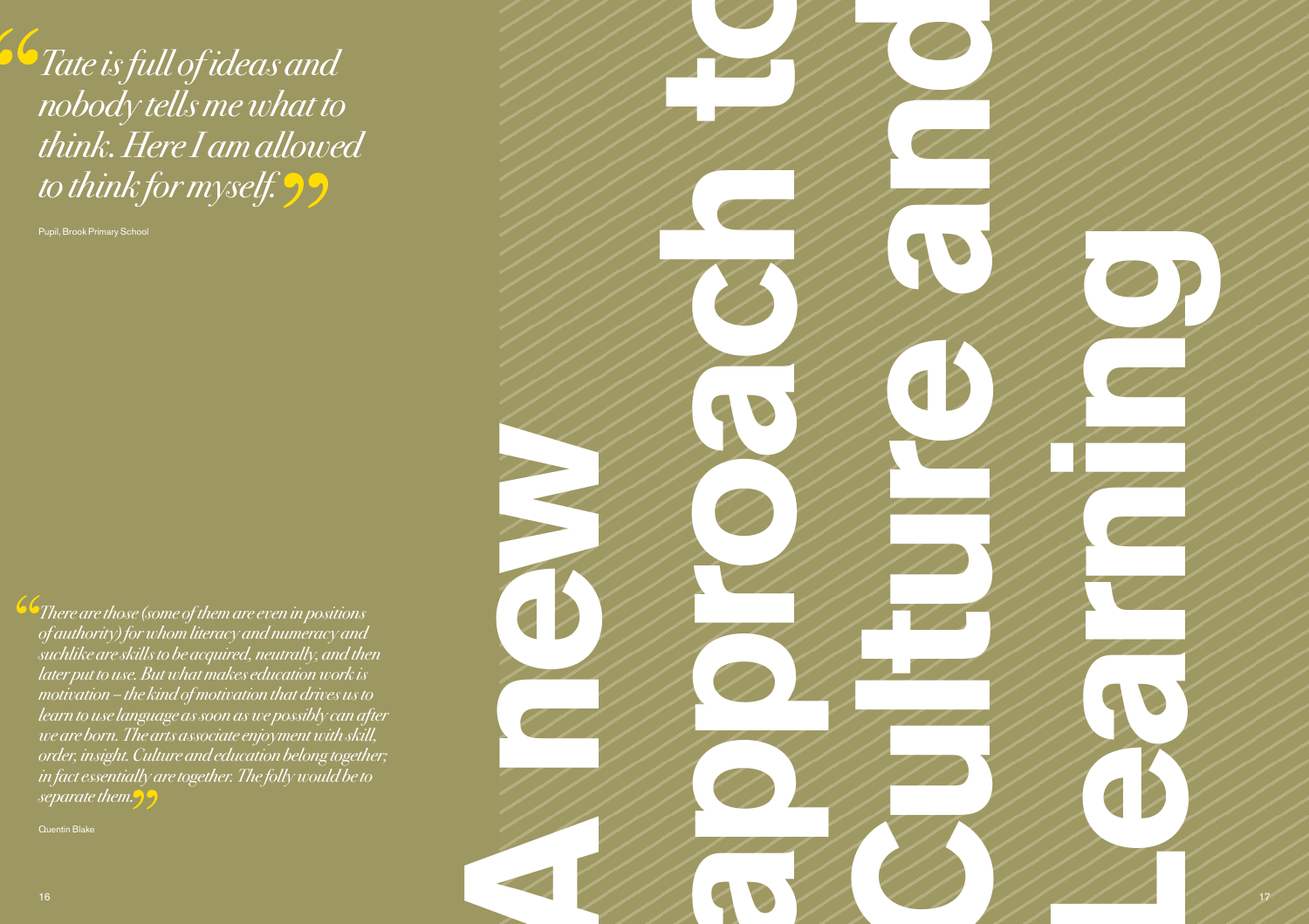> *"Tate is full of ideas and nobody tells me what to think. Here I am allowed to think for myself."*

Pupil, Brook Primary School

> *"There are those (some of them are even in positions of authority) for whom literacy and numeracy and suchlike are skills to be acquired, neutrally, and then later put to use. But what makes education work is motivation – the kind of motivation that drives us to learn to use language as soon as we possibly can after we are born. The arts associate enjoyment with skill, order, insight. Culture and education belong together; in fact essentially are together. The folly would be to separate them."*

Quentin Blake

# A new approach to Culture and Learning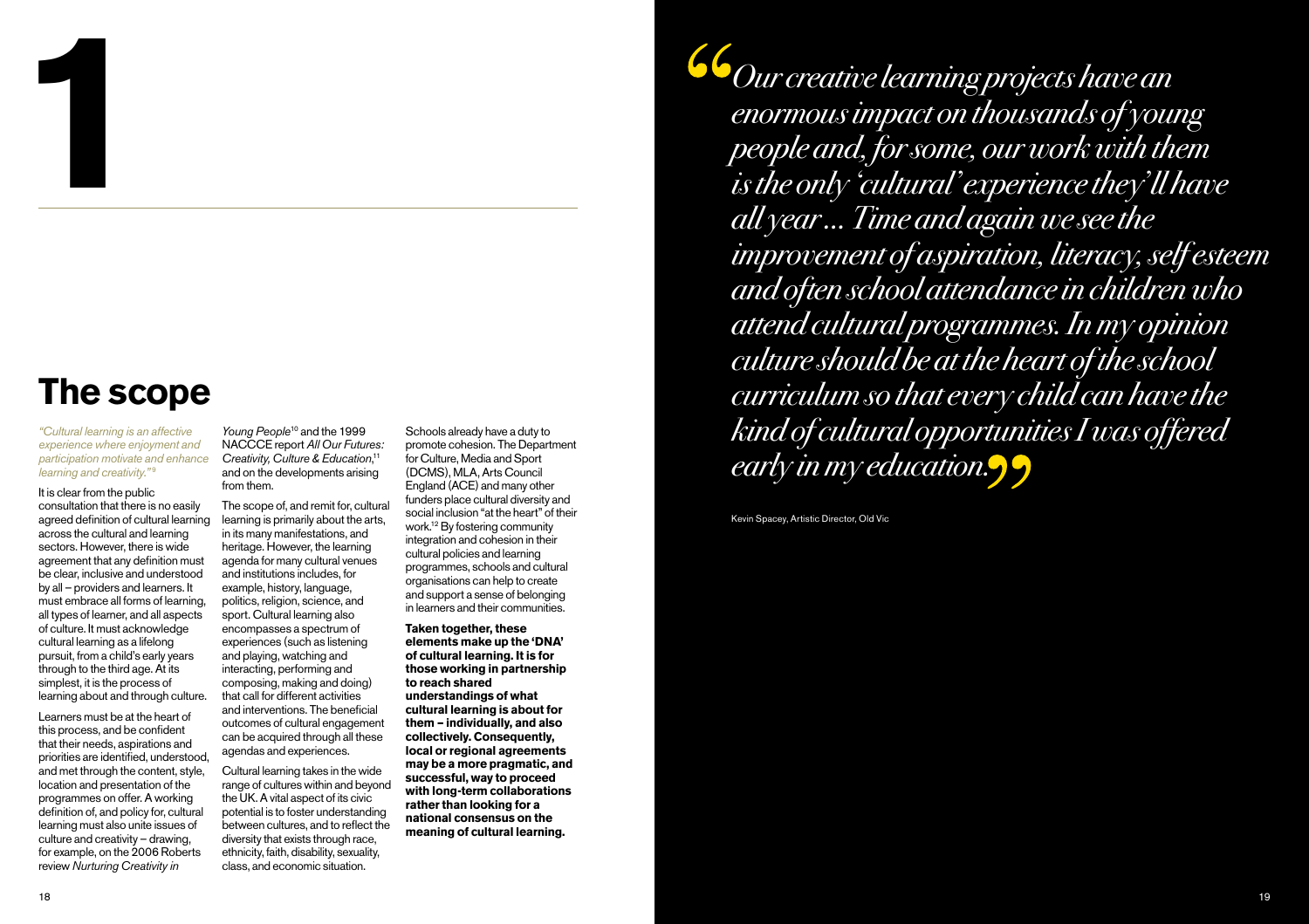# 1

## The scope

*"Cultural learning is an affective experience where enjoyment and participation motivate and enhance learning and creativity."*[9]

It is clear from the public consultation that there is no easily agreed definition of cultural learning across the cultural and learning sectors. However, there is wide agreement that any definition must be clear, inclusive and understood by all – providers and learners. It must embrace all forms of learning, all types of learner, and all aspects of culture. It must acknowledge cultural learning as a lifelong pursuit, from a child's early years through to the third age. At its simplest, it is the process of learning about and through culture.

Learners must be at the heart of this process, and be confident that their needs, aspirations and priorities are identified, understood, and met through the content, style, location and presentation of the programmes on offer. A working definition of, and policy for, cultural learning must also unite issues of culture and creativity – drawing, for example, on the 2006 Roberts review *Nurturing Creativity in Young People*[10] and the 1999 NACCCE report *All Our Futures: Creativity, Culture & Education*,[11] and on the developments arising from them.

The scope of, and remit for, cultural learning is primarily about the arts, in its many manifestations, and heritage. However, the learning agenda for many cultural venues and institutions includes, for example, history, language, politics, religion, science, and sport. Cultural learning also encompasses a spectrum of experiences (such as listening and playing, watching and interacting, performing and composing, making and doing) that call for different activities and interventions. The beneficial outcomes of cultural engagement can be acquired through all these agendas and experiences.

Cultural learning takes in the wide range of cultures within and beyond the UK. A vital aspect of its civic potential is to foster understanding between cultures, and to reflect the diversity that exists through race, ethnicity, faith, disability, sexuality, class, and economic situation.

Schools already have a duty to promote cohesion. The Department for Culture, Media and Sport (DCMS), MLA, Arts Council England (ACE) and many other funders place cultural diversity and social inclusion "at the heart" of their work.[12] By fostering community integration and cohesion in their cultural policies and learning programmes, schools and cultural organisations can help to create and support a sense of belonging in learners and their communities.

**Taken together, these elements make up the 'DNA' of cultural learning. It is for those working in partnership to reach shared understandings of what cultural learning is about for them – individually, and also collectively. Consequently, local or regional agreements may be a more pragmatic, and successful, way to proceed with long-term collaborations rather than looking for a national consensus on the meaning of cultural learning.**

> *"Our creative learning projects have an enormous impact on thousands of young people and, for some, our work with them is the only 'cultural' experience they'll have all year ... Time and again we see the improvement of aspiration, literacy, self esteem and often school attendance in children who attend cultural programmes. In my opinion culture should be at the heart of the school curriculum so that every child can have the kind of cultural opportunities I was offered early in my education."*
>
> Kevin Spacey, Artistic Director, Old Vic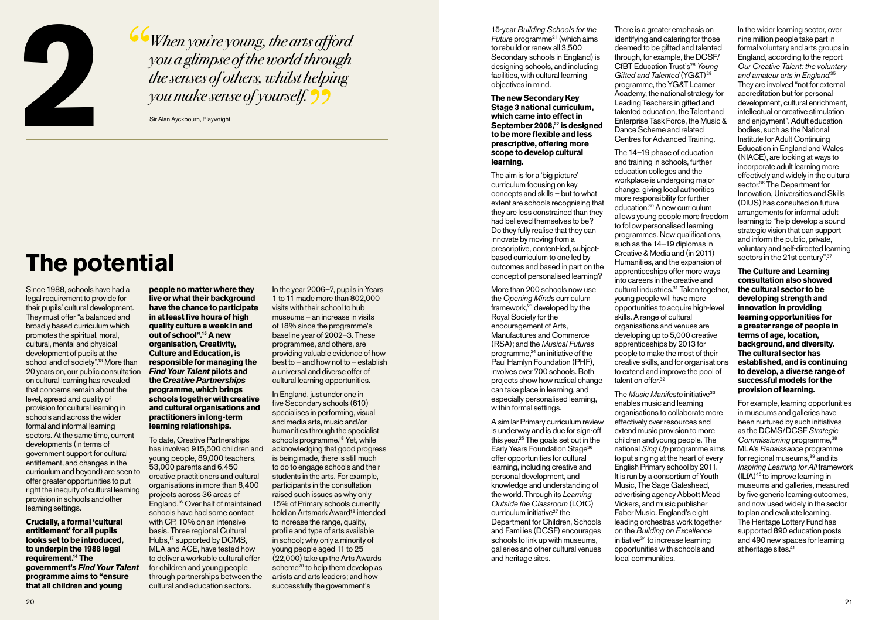# 2

> *"When you're young, the arts afford you a glimpse of the world through the senses of others, whilst helping you make sense of yourself."*
>
> Sir Alan Ayckbourn, Playwright

# The potential

Since 1988, schools have had a legal requirement to provide for their pupils' cultural development. They must offer "a balanced and broadly based curriculum which promotes the spiritual, moral, cultural, mental and physical development of pupils at the school and of society".[13] More than 20 years on, our public consultation on cultural learning has revealed that concerns remain about the level, spread and quality of provision for cultural learning in schools and across the wider formal and informal learning sectors. At the same time, current developments (in terms of government support for cultural entitlement, and changes in the curriculum and beyond) are seen to offer greater opportunities to put right the inequity of cultural learning provision in schools and other learning settings.

**Crucially, a formal 'cultural entitlement' for all pupils looks set to be introduced, to underpin the 1988 legal requirement.[14] The government's *Find Your Talent* programme aims to "ensure that all children and young people no matter where they live or what their background have the chance to participate in at least five hours of high quality culture a week in and out of school".[15] A new organisation, Creativity, Culture and Education, is responsible for managing the *Find Your Talent* pilots and the *Creative Partnerships* programme, which brings schools together with creative and cultural organisations and practitioners in long-term learning relationships.**

To date, Creative Partnerships has involved 915,500 children and young people, 89,000 teachers, 53,000 parents and 6,450 creative practitioners and cultural organisations in more than 8,400 projects across 36 areas of England.[16] Over half of maintained schools have had some contact with CP, 10% on an intensive basis. Three regional Cultural Hubs,[17] supported by DCMS, MLA and ACE, have tested how to deliver a workable cultural offer for children and young people through partnerships between the cultural and education sectors.

In the year 2006–7, pupils in Years 1 to 11 made more than 802,000 visits with their school to hub museums – an increase in visits of 18% since the programme's baseline year of 2002–3. These programmes, and others, are providing valuable evidence of how best to – and how not to – establish a universal and diverse offer of cultural learning opportunities.

In England, just under one in five Secondary schools (610) specialises in performing, visual and media arts, music and/or humanities through the specialist schools programme.[18] Yet, while acknowledging that good progress is being made, there is still much to do to engage schools and their students in the arts. For example, participants in the consultation raised such issues as why only 15% of Primary schools currently hold an Artsmark Award[19] intended to increase the range, quality, profile and type of arts available in school; why only a minority of young people aged 11 to 25 (22,000) take up the Arts Awards scheme[20] to help them develop as artists and arts leaders; and how successfully the government's 15-year *Building Schools for the Future* programme[21] (which aims to rebuild or renew all 3,500 Secondary schools in England) is designing schools, and including facilities, with cultural learning objectives in mind.

**The new Secondary Key Stage 3 national curriculum, which came into effect in September 2008,[22] is designed to be more flexible and less prescriptive, offering more scope to develop cultural learning.**

The aim is for a 'big picture' curriculum focusing on key concepts and skills – but to what extent are schools recognising that they are less constrained than they had believed themselves to be? Do they fully realise that they can innovate by moving from a prescriptive, content-led, subject-based curriculum to one led by outcomes and based in part on the concept of personalised learning?

More than 200 schools now use the *Opening Minds* curriculum framework,[23] developed by the Royal Society for the encouragement of Arts, Manufactures and Commerce (RSA); and the *Musical Futures* programme,[24] an initiative of the Paul Hamlyn Foundation (PHF), involves over 700 schools. Both projects show how radical change can take place in learning, and especially personalised learning, within formal settings.

A similar Primary curriculum review is underway and is due for sign-off this year.[25] The goals set out in the Early Years Foundation Stage[26] offer opportunities for cultural learning, including creative and personal development, and knowledge and understanding of the world. Through its *Learning Outside the Classroom* (LOtC) curriculum initiative[27] the Department for Children, Schools and Families (DCSF) encourages schools to link up with museums, galleries and other cultural venues and heritage sites.

There is a greater emphasis on identifying and catering for those deemed to be gifted and talented through, for example, the DCSF/CfBT Education Trust's[28] *Young Gifted and Talented* (YG&T)[29] programme, the YG&T Learner Academy, the national strategy for Leading Teachers in gifted and talented education, the Talent and Enterprise Task Force, the Music & Dance Scheme and related Centres for Advanced Training.

The 14–19 phase of education and training in schools, further education colleges and the workplace is undergoing major change, giving local authorities more responsibility for further education.[30] A new curriculum allows young people more freedom to follow personalised learning programmes. New qualifications, such as the 14–19 diplomas in Creative & Media and (in 2011) Humanities, and the expansion of apprenticeships offer more ways into careers in the creative and cultural industries.[31] Taken together, young people will have more opportunities to acquire high-level skills. A range of cultural organisations and venues are developing up to 5,000 creative apprenticeships by 2013 for people to make the most of their creative skills, and for organisations to extend and improve the pool of talent on offer.[32]

The *Music Manifesto* initiative[33] enables music and learning organisations to collaborate more effectively over resources and extend music provision to more children and young people. The national *Sing Up* programme aims to put singing at the heart of every English Primary school by 2011. It is run by a consortium of Youth Music, The Sage Gateshead, advertising agency Abbott Mead Vickers, and music publisher Faber Music. England's eight leading orchestras work together on the *Building on Excellence* initiative[34] to increase learning opportunities with schools and local communities.

In the wider learning sector, over nine million people take part in formal voluntary and arts groups in England, according to the report *Our Creative Talent: the voluntary and amateur arts in England*.[35] They are involved "not for external accreditation but for personal development, cultural enrichment, intellectual or creative stimulation and enjoyment". Adult education bodies, such as the National Institute for Adult Continuing Education in England and Wales (NIACE), are looking at ways to incorporate adult learning more effectively and widely in the cultural sector.[36] The Department for Innovation, Universities and Skills (DIUS) has consulted on future arrangements for informal adult learning to "help develop a sound strategic vision that can support and inform the public, private, voluntary and self-directed learning sectors in the 21st century".[37]

**The Culture and Learning consultation also showed the cultural sector to be developing strength and innovation in providing learning opportunities for a greater range of people in terms of age, location, background, and diversity. The cultural sector has established, and is continuing to develop, a diverse range of successful models for the provision of learning.**

For example, learning opportunities in museums and galleries have been nurtured by such initiatives as the DCMS/DCSF *Strategic Commissioning* programme,[38] MLA's *Renaissance* programme for regional museums,[39] and its *Inspiring Learning for All* framework (ILfA)[40] to improve learning in museums and galleries, measured by five generic learning outcomes, and now used widely in the sector to plan and evaluate learning. The Heritage Lottery Fund has supported 890 education posts and 490 new spaces for learning at heritage sites.[41]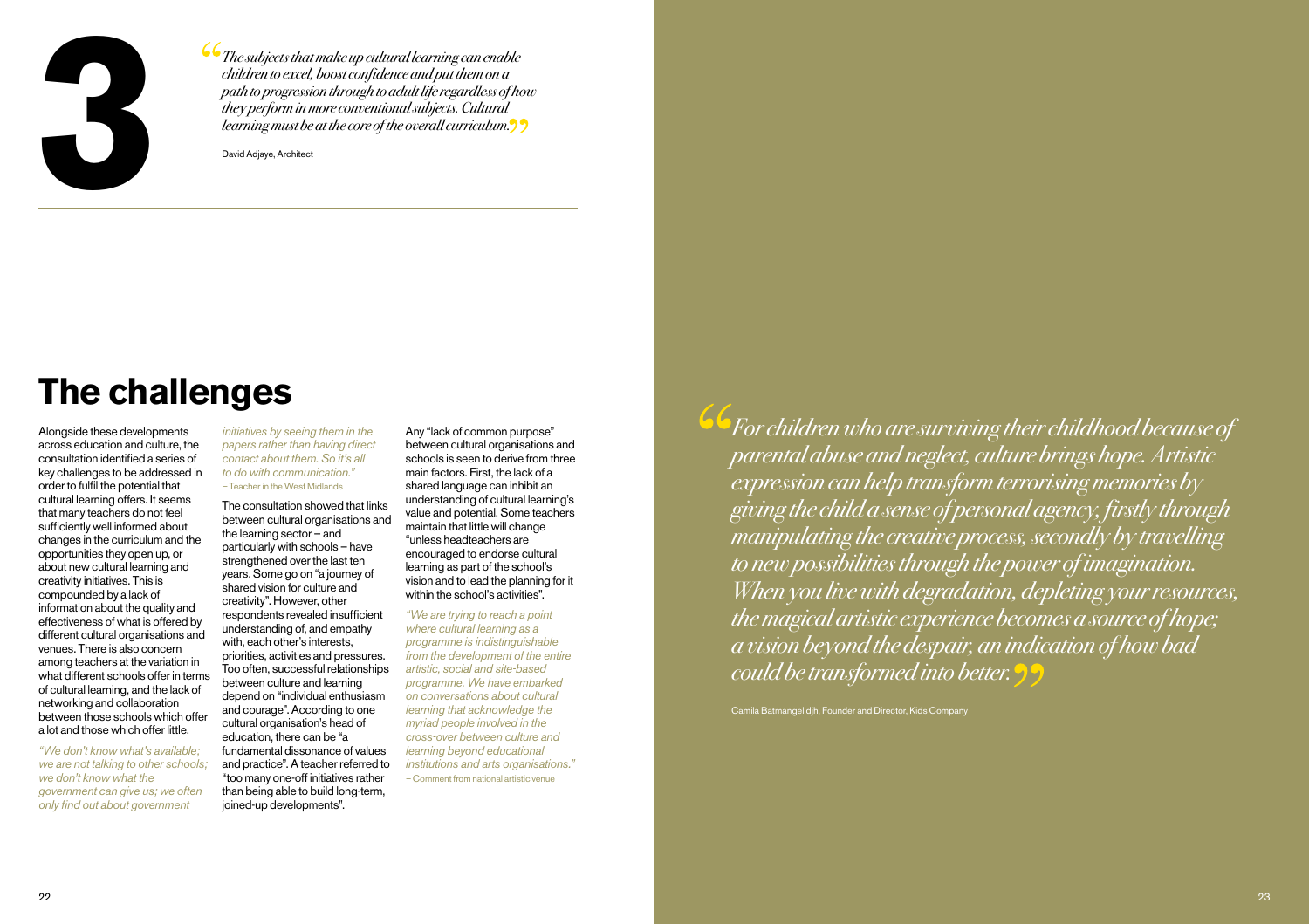# 3

> *"The subjects that make up cultural learning can enable children to excel, boost confidence and put them on a path to progression through to adult life regardless of how they perform in more conventional subjects. Cultural learning must be at the core of the overall curriculum."*
>
> David Adjaye, Architect

## The challenges

Alongside these developments across education and culture, the consultation identified a series of key challenges to be addressed in order to fulfil the potential that cultural learning offers. It seems that many teachers do not feel sufficiently well informed about changes in the curriculum and the opportunities they open up, or about new cultural learning and creativity initiatives. This is compounded by a lack of information about the quality and effectiveness of what is offered by different cultural organisations and venues. There is also concern among teachers at the variation in what different schools offer in terms of cultural learning, and the lack of networking and collaboration between those schools which offer a lot and those which offer little.

*"We don't know what's available; we are not talking to other schools; we don't know what the government can give us; we often only find out about government initiatives by seeing them in the papers rather than having direct contact about them. So it's all to do with communication."*
– Teacher in the West Midlands

The consultation showed that links between cultural organisations and the learning sector – and particularly with schools – have strengthened over the last ten years. Some go on "a journey of shared vision for culture and creativity". However, other respondents revealed insufficient understanding of, and empathy with, each other's interests, priorities, activities and pressures. Too often, successful relationships between culture and learning depend on "individual enthusiasm and courage". According to one cultural organisation's head of education, there can be "a fundamental dissonance of values and practice". A teacher referred to "too many one-off initiatives rather than being able to build long-term, joined-up developments".

Any "lack of common purpose" between cultural organisations and schools is seen to derive from three main factors. First, the lack of a shared language can inhibit an understanding of cultural learning's value and potential. Some teachers maintain that little will change "unless headteachers are encouraged to endorse cultural learning as part of the school's vision and to lead the planning for it within the school's activities".

*"We are trying to reach a point where cultural learning as a programme is indistinguishable from the development of the entire artistic, social and site-based programme. We have embarked on conversations about cultural learning that acknowledge the myriad people involved in the cross-over between culture and learning beyond educational institutions and arts organisations."*
– Comment from national artistic venue

> *"For children who are surviving their childhood because of parental abuse and neglect, culture brings hope. Artistic expression can help transform terrorising memories by giving the child a sense of personal agency, firstly through manipulating the creative process, secondly by travelling to new possibilities through the power of imagination. When you live with degradation, depleting your resources, the magical artistic experience becomes a source of hope; a vision beyond the despair, an indication of how bad could be transformed into better."*
>
> Camila Batmangelidjh, Founder and Director, Kids Company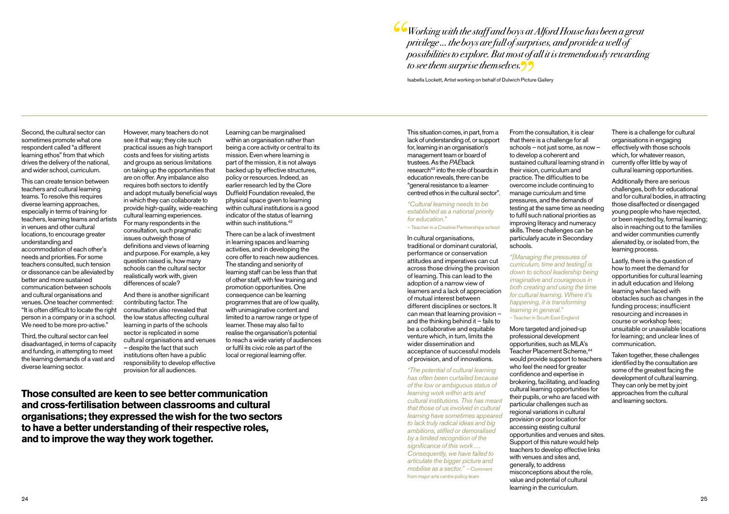Second, the cultural sector can sometimes promote what one respondent called "a different learning ethos" from that which drives the delivery of the national, and wider school, curriculum.

This can create tension between teachers and cultural learning teams. To resolve this requires diverse learning approaches, especially in terms of training for teachers, learning teams and artists in venues and other cultural locations, to encourage greater understanding and accommodation of each other's needs and priorities. For some teachers consulted, such tension or dissonance can be alleviated by better and more sustained communication between schools and cultural organisations and venues. One teacher commented: "It is often difficult to locate the right person in a company or in a school. We need to be more pro-active."

Third, the cultural sector can feel disadvantaged, in terms of capacity and funding, in attempting to meet the learning demands of a vast and diverse learning sector.

However, many teachers do not see it that way; they cite such practical issues as high transport costs and fees for visiting artists and groups as serious limitations on taking up the opportunities that are on offer. Any imbalance also requires both sectors to identify and adopt mutually beneficial ways in which they can collaborate to provide high-quality, wide-reaching cultural learning experiences. For many respondents in the consultation, such pragmatic issues outweigh those of definitions and views of learning and purpose. For example, a key question raised is, how many schools can the cultural sector realistically work with, given differences of scale?

And there is another significant contributing factor. The consultation also revealed that the low status affecting cultural learning in parts of the schools sector is replicated in some cultural organisations and venues – despite the fact that such institutions often have a public responsibility to develop effective provision for all audiences.

Learning can be marginalised within an organisation rather than being a core activity or central to its mission. Even where learning is part of the mission, it is not always backed up by effective structures, policy or resources. Indeed, as earlier research led by the Clore Duffield Foundation revealed, the physical space given to learning within cultural institutions is a good indicator of the status of learning within such institutions.[42]

There can be a lack of investment in learning spaces and learning activities, and in developing the core offer to reach new audiences. The standing and seniority of learning staff can be less than that of other staff, with few training and promotion opportunities. One consequence can be learning programmes that are of low quality, with unimaginative content and limited to a narrow range or type of learner. These may also fail to realise the organisation's potential to reach a wide variety of audiences or fulfil its civic role as part of the local or regional learning offer.

**Those consulted are keen to see better communication and cross-fertilisation between classrooms and cultural organisations; they expressed the wish for the two sectors to have a better understanding of their respective roles, and to improve the way they work together.**

*"Working with the staff and boys at Alford House has been a great privilege ... the boys are full of surprises, and provide a well of possibilities to explore. But most of all it is tremendously rewarding to see them surprise themselves."*

Isabella Lockett, Artist working on behalf of Dulwich Picture Gallery

This situation comes, in part, from a lack of understanding of, or support for, learning in an organisation's management team or board of trustees. As the *PAE*back research[43] into the role of boards in education reveals, there can be "general resistance to a learner-centred ethos in the cultural sector".

*"Cultural learning needs to be established as a national priority for education."*
– Teacher in a Creative Partnerships school

In cultural organisations, traditional or dominant curatorial, performance or conservation attitudes and imperatives can cut across those driving the provision of learning. This can lead to the adoption of a narrow view of learners and a lack of appreciation of mutual interest between different disciplines or sectors. It can mean that learning provision – and the thinking behind it – fails to be a collaborative and equitable venture which, in turn, limits the wider dissemination and acceptance of successful models of provision, and of innovations.

*"The potential of cultural learning has often been curtailed because of the low or ambiguous status of learning work within arts and cultural institutions. This has meant that those of us involved in cultural learning have sometimes appeared to lack truly radical ideas and big ambitions, stifled or demoralised by a limited recognition of the significance of this work … Consequently, we have failed to articulate the bigger picture and mobilise as a sector."* – Comment from major arts centre policy team

From the consultation, it is clear that there is a challenge for all schools – not just some, as now – to develop a coherent and sustained cultural learning strand in their vision, curriculum and practice. The difficulties to be overcome include continuing to manage curriculum and time pressures, and the demands of testing at the same time as needing to fulfil such national priorities as improving literacy and numeracy skills. These challenges can be particularly acute in Secondary schools.

*"[Managing the pressures of curriculum, time and testing] is down to school leadership being imaginative and courageous in both creating and using the time for cultural learning. Where it's happening, it is transforming learning in general."*
– Teacher in South East England

More targeted and joined-up professional development opportunities, such as MLA's Teacher Placement Scheme,[44] would provide support to teachers who feel the need for greater confidence and expertise in brokering, facilitating, and leading cultural learning opportunities for their pupils, or who are faced with particular challenges such as regional variations in cultural provision or poor location for accessing existing cultural opportunities and venues and sites. Support of this nature would help teachers to develop effective links with venues and sites and, generally, to address misconceptions about the role, value and potential of cultural learning in the curriculum.

There is a challenge for cultural organisations in engaging effectively with those schools which, for whatever reason, currently offer little by way of cultural learning opportunities.

Additionally there are serious challenges, both for educational and for cultural bodies, in attracting those disaffected or disengaged young people who have rejected, or been rejected by, formal learning; also in reaching out to the families and wider communities currently alienated by, or isolated from, the learning process.

Lastly, there is the question of how to meet the demand for opportunities for cultural learning in adult education and lifelong learning when faced with obstacles such as changes in the funding process; insufficient resourcing and increases in course or workshop fees; unsuitable or unavailable locations for learning; and unclear lines of communication.

Taken together, these challenges identified by the consultation are some of the greatest facing the development of cultural learning. They can only be met by joint approaches from the cultural and learning sectors.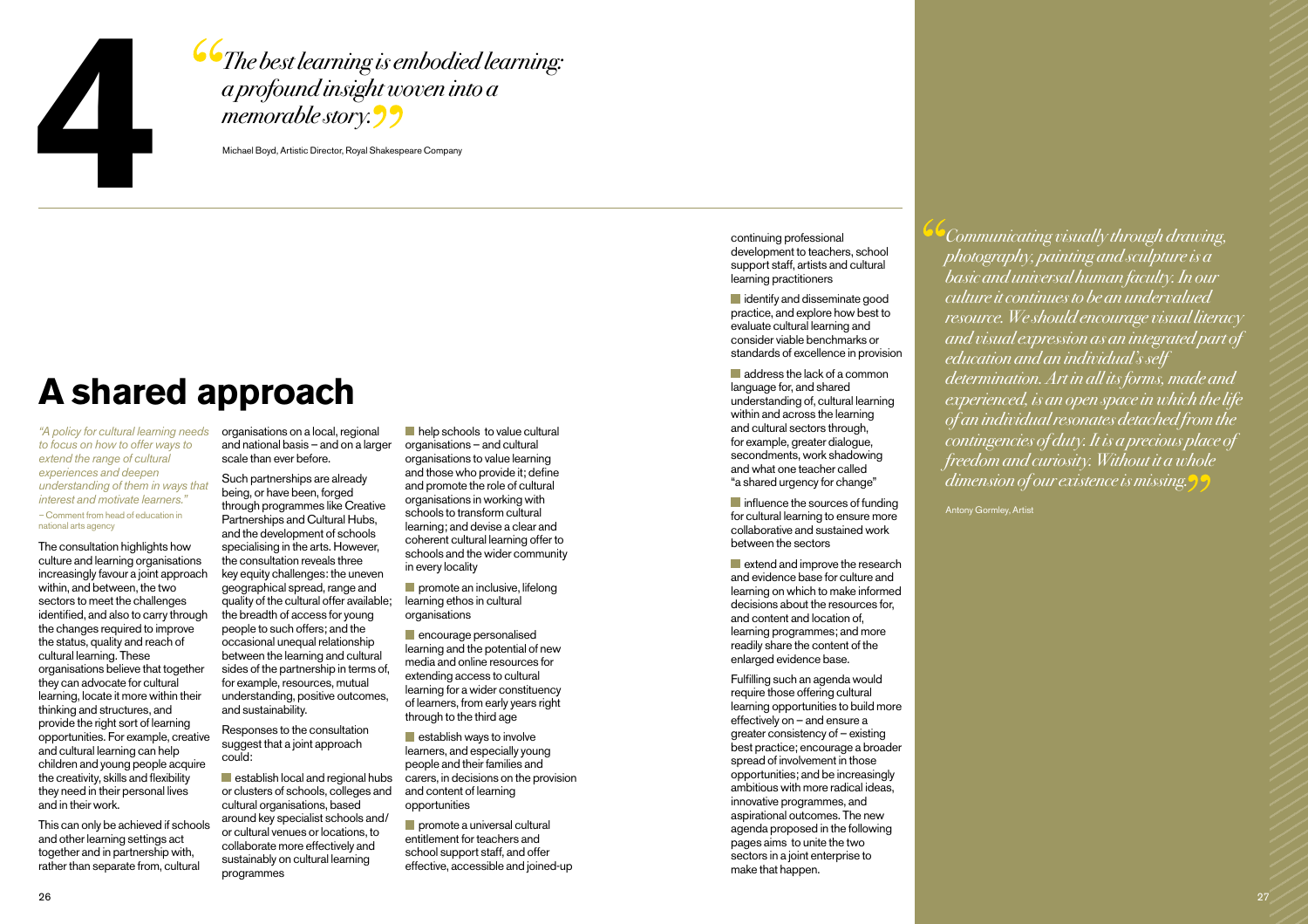# 4

> *"The best learning is embodied learning: a profound insight woven into a memorable story."*

Michael Boyd, Artistic Director, Royal Shakespeare Company

## A shared approach

*"A policy for cultural learning needs to focus on how to offer ways to extend the range of cultural experiences and deepen understanding of them in ways that interest and motivate learners."*

– Comment from head of education in national arts agency

The consultation highlights how culture and learning organisations increasingly favour a joint approach within, and between, the two sectors to meet the challenges identified, and also to carry through the changes required to improve the status, quality and reach of cultural learning. These organisations believe that together they can advocate for cultural learning, locate it more within their thinking and structures, and provide the right sort of learning opportunities. For example, creative and cultural learning can help children and young people acquire the creativity, skills and flexibility they need in their personal lives and in their work.

This can only be achieved if schools and other learning settings act together and in partnership with, rather than separate from, cultural organisations on a local, regional and national basis – and on a larger scale than ever before.

Such partnerships are already being, or have been, forged through programmes like Creative Partnerships and Cultural Hubs, and the development of schools specialising in the arts. However, the consultation reveals three key equity challenges: the uneven geographical spread, range and quality of the cultural offer available; the breadth of access for young people to such offers; and the occasional unequal relationship between the learning and cultural sides of the partnership in terms of, for example, resources, mutual understanding, positive outcomes, and sustainability.

Responses to the consultation suggest that a joint approach could:

- establish local and regional hubs or clusters of schools, colleges and cultural organisations, based around key specialist schools and/or cultural venues or locations, to collaborate more effectively and sustainably on cultural learning programmes
- help schools to value cultural organisations – and cultural organisations to value learning and those who provide it; define and promote the role of cultural organisations in working with schools to transform cultural learning; and devise a clear and coherent cultural learning offer to schools and the wider community in every locality
- promote an inclusive, lifelong learning ethos in cultural organisations
- encourage personalised learning and the potential of new media and online resources for extending access to cultural learning for a wider constituency of learners, from early years right through to the third age
- establish ways to involve learners, and especially young people and their families and carers, in decisions on the provision and content of learning opportunities
- promote a universal cultural entitlement for teachers and school support staff, and offer effective, accessible and joined-up continuing professional development to teachers, school support staff, artists and cultural learning practitioners
- identify and disseminate good practice, and explore how best to evaluate cultural learning and consider viable benchmarks or standards of excellence in provision
- address the lack of a common language for, and shared understanding of, cultural learning within and across the learning and cultural sectors through, for example, greater dialogue, secondments, work shadowing and what one teacher called "a shared urgency for change"
- influence the sources of funding for cultural learning to ensure more collaborative and sustained work between the sectors
- extend and improve the research and evidence base for culture and learning on which to make informed decisions about the resources for, and content and location of, learning programmes; and more readily share the content of the enlarged evidence base.

Fulfilling such an agenda would require those offering cultural learning opportunities to build more effectively on – and ensure a greater consistency of – existing best practice; encourage a broader spread of involvement in those opportunities; and be increasingly ambitious with more radical ideas, innovative programmes, and aspirational outcomes. The new agenda proposed in the following pages aims to unite the two sectors in a joint enterprise to make that happen.

> *"Communicating visually through drawing, photography, painting and sculpture is a basic and universal human faculty. In our culture it continues to be an undervalued resource. We should encourage visual literacy and visual expression as an integrated part of education and an individual's self determination. Art in all its forms, made and experienced, is an open space in which the life of an individual resonates detached from the contingencies of duty. It is a precious place of freedom and curiosity. Without it a whole dimension of our existence is missing."*

Antony Gormley, Artist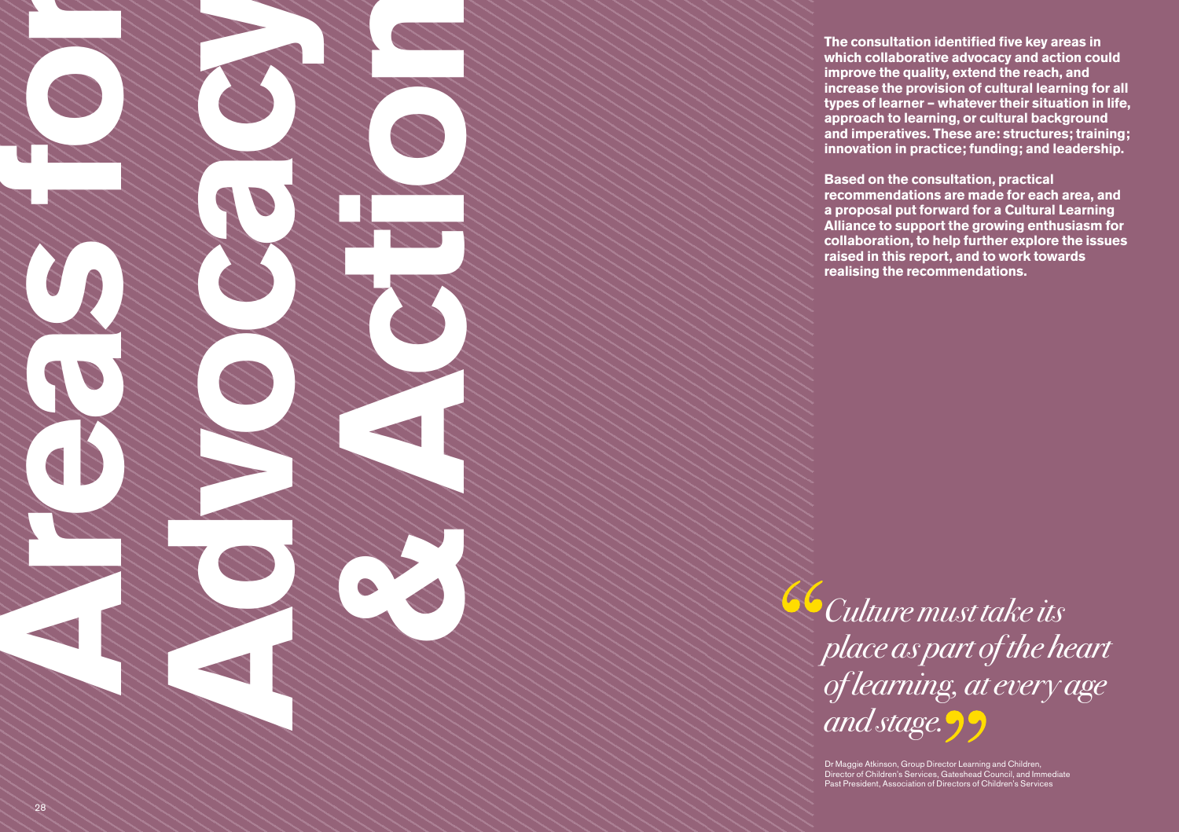# Areas for Advocacy & Action

**The consultation identified five key areas in which collaborative advocacy and action could improve the quality, extend the reach, and increase the provision of cultural learning for all types of learner – whatever their situation in life, approach to learning, or cultural background and imperatives. These are: structures; training; innovation in practice; funding; and leadership.**

**Based on the consultation, practical recommendations are made for each area, and a proposal put forward for a Cultural Learning Alliance to support the growing enthusiasm for collaboration, to help further explore the issues raised in this report, and to work towards realising the recommendations.**

> *"Culture must take its place as part of the heart of learning, at every age and stage."*

Dr Maggie Atkinson, Group Director Learning and Children, Director of Children's Services, Gateshead Council, and Immediate Past President, Association of Directors of Children's Services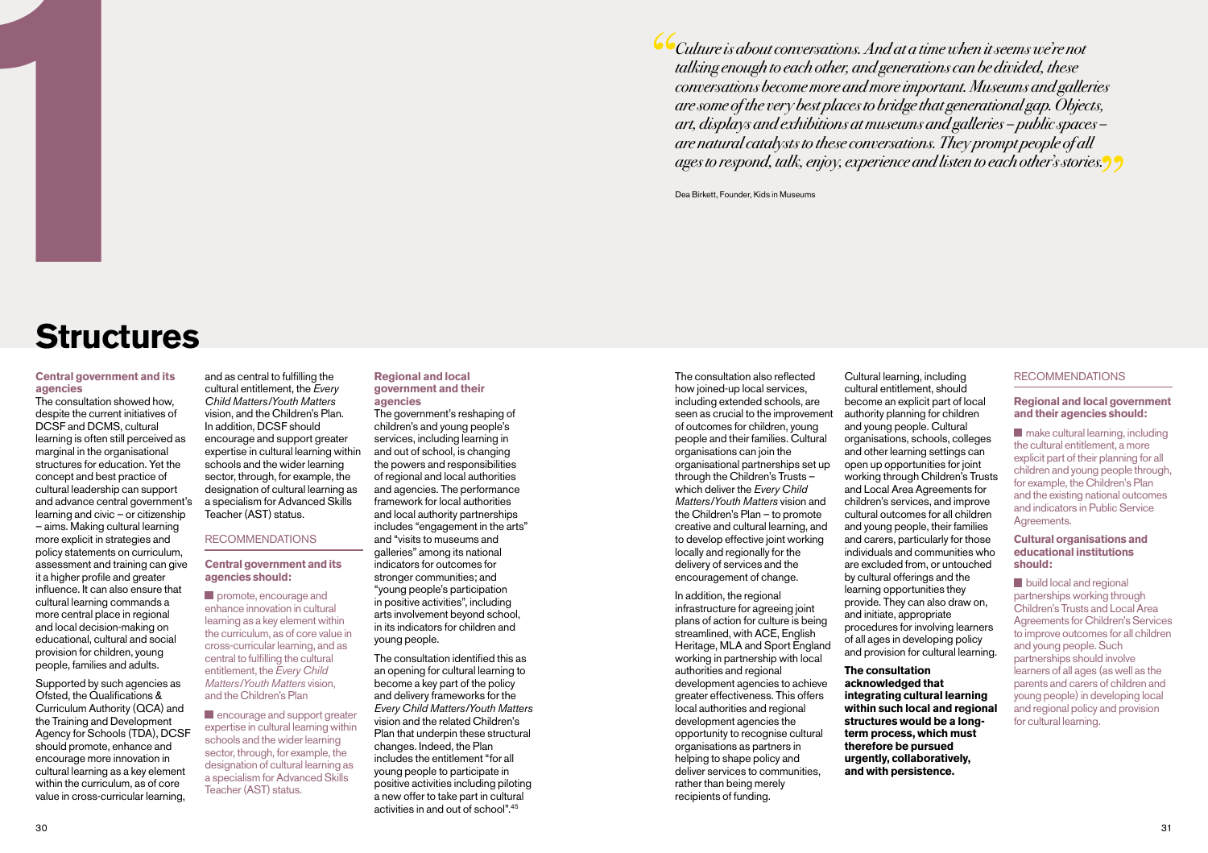> *Culture is about conversations. And at a time when it seems we're not talking enough to each other, and generations can be divided, these conversations become more and more important. Museums and galleries are some of the very best places to bridge that generational gap. Objects, art, displays and exhibitions at museums and galleries – public spaces – are natural catalysts to these conversations. They prompt people of all ages to respond, talk, enjoy, experience and listen to each other's stories.*
>
> Dea Birkett, Founder, Kids in Museums

# Structures

### Central government and its agencies

The consultation showed how, despite the current initiatives of DCSF and DCMS, cultural learning is often still perceived as marginal in the organisational structures for education. Yet the concept and best practice of cultural leadership can support and advance central government's learning and civic – or citizenship – aims. Making cultural learning more explicit in strategies and policy statements on curriculum, assessment and training can give it a higher profile and greater influence. It can also ensure that cultural learning commands a more central place in regional and local decision-making on educational, cultural and social provision for children, young people, families and adults.

Supported by such agencies as Ofsted, the Qualifications & Curriculum Authority (QCA) and the Training and Development Agency for Schools (TDA), DCSF should promote, enhance and encourage more innovation in cultural learning as a key element within the curriculum, as of core value in cross-curricular learning, and as central to fulfilling the cultural entitlement, the *Every Child Matters/Youth Matters* vision, and the Children's Plan. In addition, DCSF should encourage and support greater expertise in cultural learning within schools and the wider learning sector, through, for example, the designation of cultural learning as a specialism for Advanced Skills Teacher (AST) status.

#### RECOMMENDATIONS

**Central government and its agencies should:**

- promote, encourage and enhance innovation in cultural learning as a key element within the curriculum, as of core value in cross-curricular learning, and as central to fulfilling the cultural entitlement, the *Every Child Matters/Youth Matters* vision, and the Children's Plan
- encourage and support greater expertise in cultural learning within schools and the wider learning sector, through, for example, the designation of cultural learning as a specialism for Advanced Skills Teacher (AST) status.

### Regional and local government and their agencies

The government's reshaping of children's and young people's services, including learning in and out of school, is changing the powers and responsibilities of regional and local authorities and agencies. The performance framework for local authorities and local authority partnerships includes "engagement in the arts" and "visits to museums and galleries" among its national indicators for outcomes for stronger communities; and "young people's participation in positive activities", including arts involvement beyond school, in its indicators for children and young people.

The consultation identified this as an opening for cultural learning to become a key part of the policy and delivery frameworks for the *Every Child Matters/Youth Matters* vision and the related Children's Plan that underpin these structural changes. Indeed, the Plan includes the entitlement "for all young people to participate in positive activities including piloting a new offer to take part in cultural activities in and out of school".[45]

The consultation also reflected how joined-up local services, including extended schools, are seen as crucial to the improvement of outcomes for children, young people and their families. Cultural organisations can join the organisational partnerships set up through the Children's Trusts – which deliver the *Every Child Matters/Youth Matters* vision and the Children's Plan – to promote creative and cultural learning, and to develop effective joint working locally and regionally for the delivery of services and the encouragement of change.

In addition, the regional infrastructure for agreeing joint plans of action for culture is being streamlined, with ACE, English Heritage, MLA and Sport England working in partnership with local authorities and regional development agencies to achieve greater effectiveness. This offers local authorities and regional development agencies the opportunity to recognise cultural organisations as partners in helping to shape policy and deliver services to communities, rather than being merely recipients of funding.

Cultural learning, including cultural entitlement, should become an explicit part of local authority planning for children and young people. Cultural organisations, schools, colleges and other learning settings can open up opportunities for joint working through Children's Trusts and Local Area Agreements for children's services, and improve cultural outcomes for all children and young people, their families and carers, particularly for those individuals and communities who are excluded from, or untouched by cultural offerings and the learning opportunities they provide. They can also draw on, and initiate, appropriate procedures for involving learners of all ages in developing policy and provision for cultural learning.

**The consultation acknowledged that integrating cultural learning within such local and regional structures would be a long-term process, which must therefore be pursued urgently, collaboratively, and with persistence.**

#### RECOMMENDATIONS

**Regional and local government and their agencies should:**

- make cultural learning, including the cultural entitlement, a more explicit part of their planning for all children and young people through, for example, the Children's Plan and the existing national outcomes and indicators in Public Service Agreements.

**Cultural organisations and educational institutions should:**

- build local and regional partnerships working through Children's Trusts and Local Area Agreements for Children's Services to improve outcomes for all children and young people. Such partnerships should involve learners of all ages (as well as the parents and carers of children and young people) in developing local and regional policy and provision for cultural learning.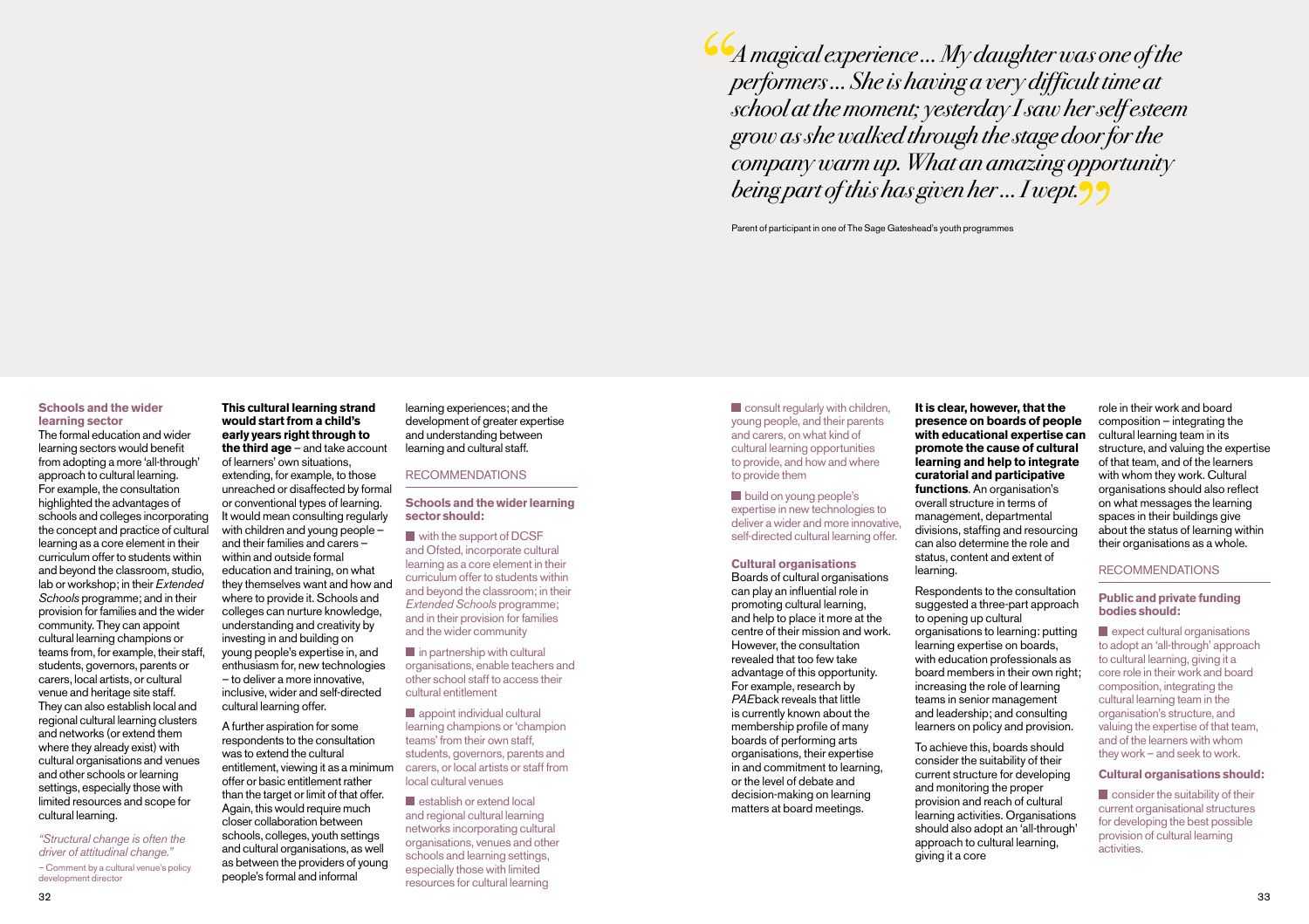> *A magical experience ... My daughter was one of the performers ... She is having a very difficult time at school at the moment; yesterday I saw her self esteem grow as she walked through the stage door for the company warm up. What an amazing opportunity being part of this has given her ... I wept.*

Parent of participant in one of The Sage Gateshead's youth programmes

### Schools and the wider learning sector

The formal education and wider learning sectors would benefit from adopting a more 'all-through' approach to cultural learning. For example, the consultation highlighted the advantages of schools and colleges incorporating the concept and practice of cultural learning as a core element in their curriculum offer to students within and beyond the classroom, studio, lab or workshop; in their *Extended Schools* programme; and in their provision for families and the wider community. They can appoint cultural learning champions or teams from, for example, their staff, students, governors, parents or carers, local artists, or cultural venue and heritage site staff. They can also establish local and regional cultural learning clusters and networks (or extend them where they already exist) with cultural organisations and venues and other schools or learning settings, especially those with limited resources and scope for cultural learning.

*"Structural change is often the driver of attitudinal change."*

– Comment by a cultural venue's policy development director

**This cultural learning strand would start from a child's early years right through to the third age** – and take account of learners' own situations, extending, for example, to those unreached or disaffected by formal or conventional types of learning. It would mean consulting regularly with children and young people – and their families and carers – within and outside formal education and training, on what they themselves want and how and where to provide it. Schools and colleges can nurture knowledge, understanding and creativity by investing in and building on young people's expertise in, and enthusiasm for, new technologies – to deliver a more innovative, inclusive, wider and self-directed cultural learning offer.

A further aspiration for some respondents to the consultation was to extend the cultural entitlement, viewing it as a minimum offer or basic entitlement rather than the target or limit of that offer. Again, this would require much closer collaboration between schools, colleges, youth settings and cultural organisations, as well as between the providers of young people's formal and informal learning experiences; and the development of greater expertise and understanding between learning and cultural staff.

### RECOMMENDATIONS

#### Schools and the wider learning sector should:

- with the support of DCSF and Ofsted, incorporate cultural learning as a core element in their curriculum offer to students within and beyond the classroom; in their *Extended Schools* programme; and in their provision for families and the wider community
- in partnership with cultural organisations, enable teachers and other school staff to access their cultural entitlement
- appoint individual cultural learning champions or 'champion teams' from their own staff, students, governors, parents and carers, or local artists or staff from local cultural venues
- establish or extend local and regional cultural learning networks incorporating cultural organisations, venues and other schools and learning settings, especially those with limited resources for cultural learning
- consult regularly with children, young people, and their parents and carers, on what kind of cultural learning opportunities to provide, and how and where to provide them
- build on young people's expertise in new technologies to deliver a wider and more innovative, self-directed cultural learning offer.

### Cultural organisations

Boards of cultural organisations can play an influential role in promoting cultural learning, and help to place it more at the centre of their mission and work. However, the consultation revealed that too few take advantage of this opportunity. For example, research by *PAE*back reveals that little is currently known about the membership profile of many boards of performing arts organisations, their expertise in and commitment to learning, or the level of debate and decision-making on learning matters at board meetings.

**It is clear, however, that the presence on boards of people with educational expertise can promote the cause of cultural learning and help to integrate curatorial and participative functions**. An organisation's overall structure in terms of management, departmental divisions, staffing and resourcing can also determine the role and status, content and extent of learning.

Respondents to the consultation suggested a three-part approach to opening up cultural organisations to learning: putting learning expertise on boards, with education professionals as board members in their own right; increasing the role of learning teams in senior management and leadership; and consulting learners on policy and provision.

To achieve this, boards should consider the suitability of their current structure for developing and monitoring the proper provision and reach of cultural learning activities. Organisations should also adopt an 'all-through' approach to cultural learning, giving it a core role in their work and board composition – integrating the cultural learning team in its structure, and valuing the expertise of that team, and of the learners with whom they work. Cultural organisations should also reflect on what messages the learning spaces in their buildings give about the status of learning within their organisations as a whole.

### RECOMMENDATIONS

#### Public and private funding bodies should:

- expect cultural organisations to adopt an 'all-through' approach to cultural learning, giving it a core role in their work and board composition, integrating the cultural learning team in the organisation's structure, and valuing the expertise of that team, and of the learners with whom they work – and seek to work.

#### Cultural organisations should:

- consider the suitability of their current organisational structures for developing the best possible provision of cultural learning activities.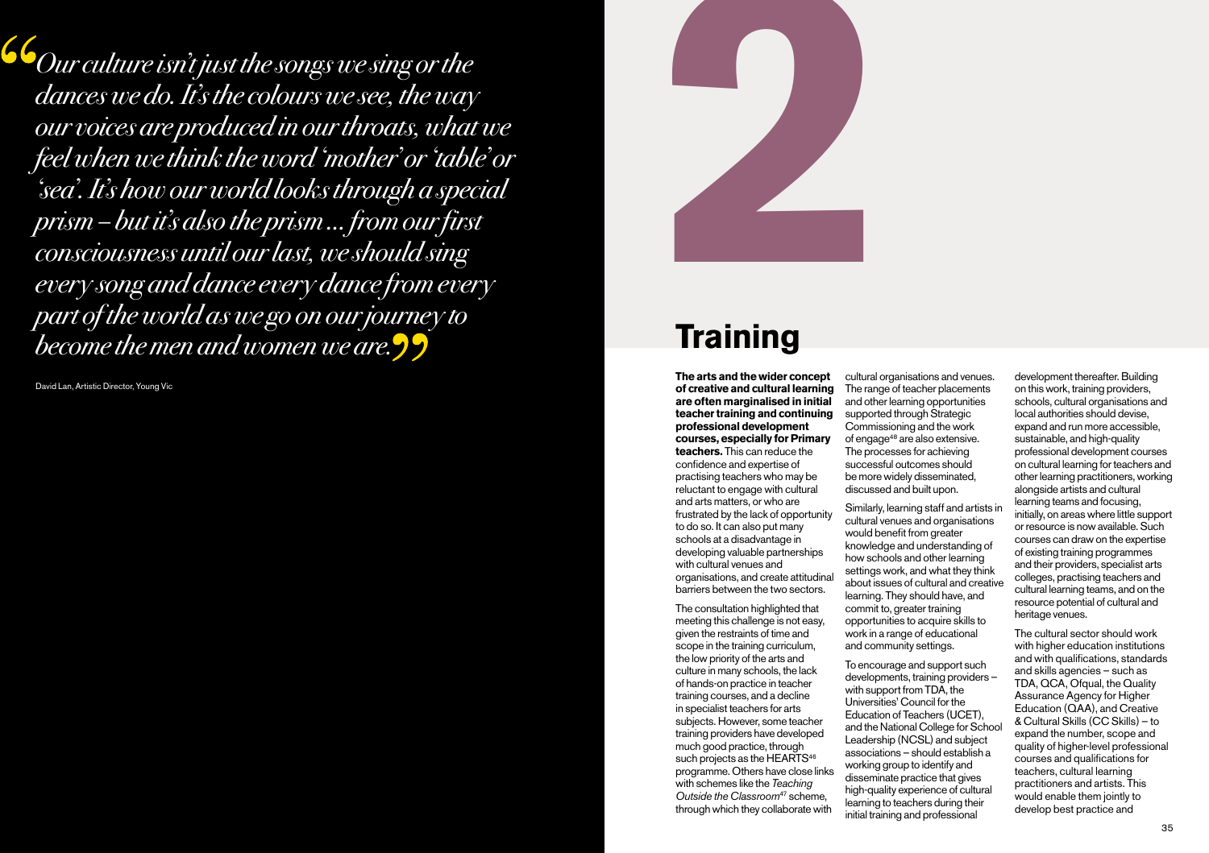> *Our culture isn't just the songs we sing or the dances we do. It's the colours we see, the way our voices are produced in our throats, what we feel when we think the word 'mother' or 'table' or 'sea'. It's how our world looks through a special prism – but it's also the prism ... from our first consciousness until our last, we should sing every song and dance every dance from every part of the world as we go on our journey to become the men and women we are.*

David Lan, Artistic Director, Young Vic

# 2

# Training

**The arts and the wider concept of creative and cultural learning are often marginalised in initial teacher training and continuing professional development courses, especially for Primary teachers.** This can reduce the confidence and expertise of practising teachers who may be reluctant to engage with cultural and arts matters, or who are frustrated by the lack of opportunity to do so. It can also put many schools at a disadvantage in developing valuable partnerships with cultural venues and organisations, and create attitudinal barriers between the two sectors.

The consultation highlighted that meeting this challenge is not easy, given the restraints of time and scope in the training curriculum, the low priority of the arts and culture in many schools, the lack of hands-on practice in teacher training courses, and a decline in specialist teachers for arts subjects. However, some teacher training providers have developed much good practice, through such projects as the HEARTS[46] programme. Others have close links with schemes like the *Teaching Outside the Classroom*[47] scheme, through which they collaborate with cultural organisations and venues. The range of teacher placements and other learning opportunities supported through Strategic Commissioning and the work of engage[48] are also extensive. The processes for achieving successful outcomes should be more widely disseminated, discussed and built upon.

Similarly, learning staff and artists in cultural venues and organisations would benefit from greater knowledge and understanding of how schools and other learning settings work, and what they think about issues of cultural and creative learning. They should have, and commit to, greater training opportunities to acquire skills to work in a range of educational and community settings.

To encourage and support such developments, training providers – with support from TDA, the Universities' Council for the Education of Teachers (UCET), and the National College for School Leadership (NCSL) and subject associations – should establish a working group to identify and disseminate practice that gives high-quality experience of cultural learning to teachers during their initial training and professional development thereafter. Building on this work, training providers, schools, cultural organisations and local authorities should devise, expand and run more accessible, sustainable, and high-quality professional development courses on cultural learning for teachers and other learning practitioners, working alongside artists and cultural learning teams and focusing, initially, on areas where little support or resource is now available. Such courses can draw on the expertise of existing training programmes and their providers, specialist arts colleges, practising teachers and cultural learning teams, and on the resource potential of cultural and heritage venues.

The cultural sector should work with higher education institutions and with qualifications, standards and skills agencies – such as TDA, QCA, Ofqual, the Quality Assurance Agency for Higher Education (QAA), and Creative & Cultural Skills (CC Skills) – to expand the number, scope and quality of higher-level professional courses and qualifications for teachers, cultural learning practitioners and artists. This would enable them jointly to develop best practice and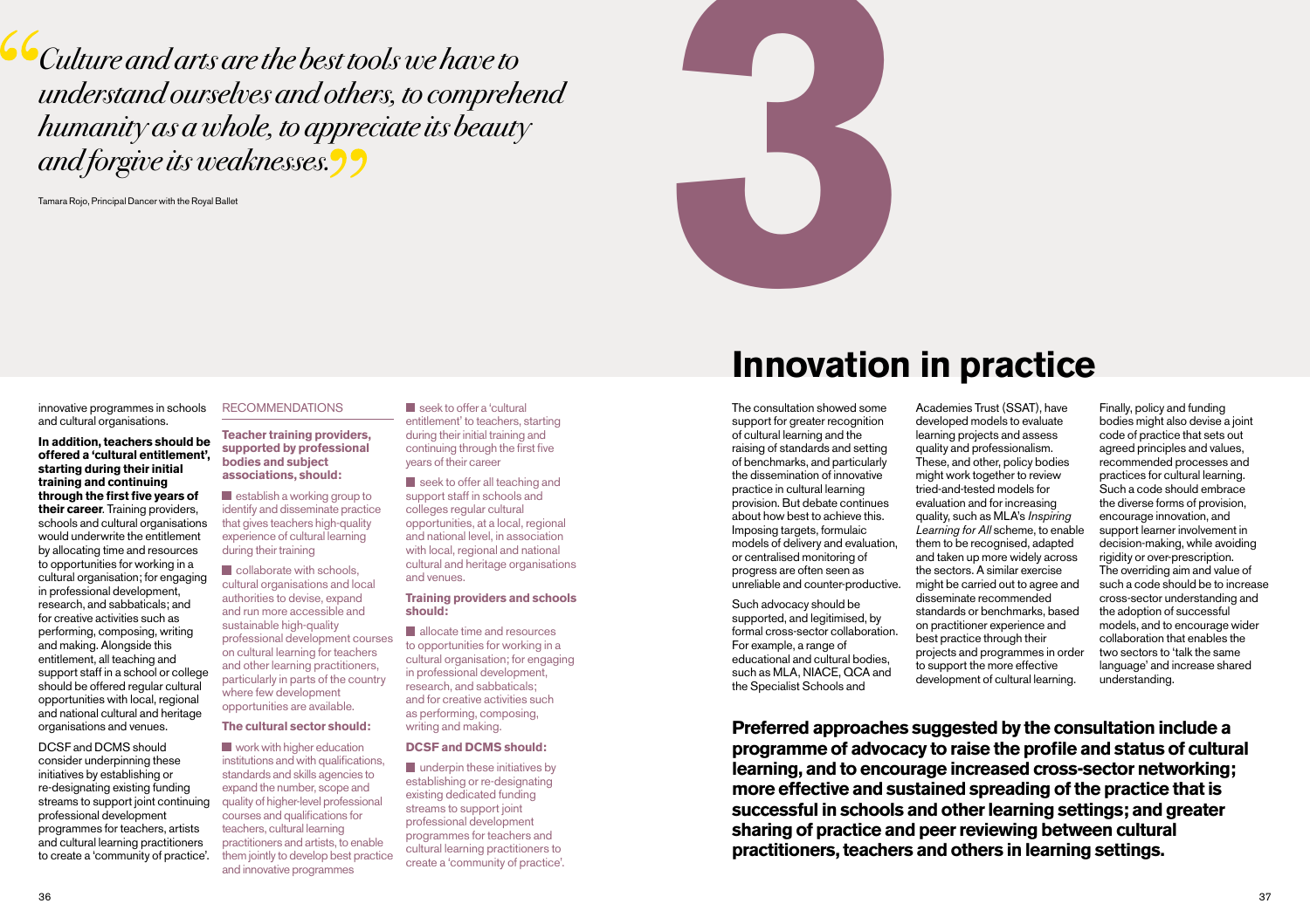> *Culture and arts are the best tools we have to understand ourselves and others, to comprehend humanity as a whole, to appreciate its beauty and forgive its weaknesses.*

Tamara Rojo, Principal Dancer with the Royal Ballet

innovative programmes in schools and cultural organisations.

**In addition, teachers should be offered a 'cultural entitlement', starting during their initial training and continuing through the first five years of their career**. Training providers, schools and cultural organisations would underwrite the entitlement by allocating time and resources to opportunities for working in a cultural organisation; for engaging in professional development, research, and sabbaticals; and for creative activities such as performing, composing, writing and making. Alongside this entitlement, all teaching and support staff in a school or college should be offered regular cultural opportunities with local, regional and national cultural and heritage organisations and venues.

DCSF and DCMS should consider underpinning these initiatives by establishing or re-designating existing funding streams to support joint continuing professional development programmes for teachers, artists and cultural learning practitioners to create a 'community of practice'.

RECOMMENDATIONS

**Teacher training providers, supported by professional bodies and subject associations, should:**

- establish a working group to identify and disseminate practice that gives teachers high-quality experience of cultural learning during their training
- collaborate with schools, cultural organisations and local authorities to devise, expand and run more accessible and sustainable high-quality professional development courses on cultural learning for teachers and other learning practitioners, particularly in parts of the country where few development opportunities are available.

**The cultural sector should:**

- work with higher education institutions and with qualifications, standards and skills agencies to expand the number, scope and quality of higher-level professional courses and qualifications for teachers, cultural learning practitioners and artists, to enable them jointly to develop best practice and innovative programmes
- seek to offer a 'cultural entitlement' to teachers, starting during their initial training and continuing through the first five years of their career
- seek to offer all teaching and support staff in schools and colleges regular cultural opportunities, at a local, regional and national level, in association with local, regional and national cultural and heritage organisations and venues.

**Training providers and schools should:**

- allocate time and resources to opportunities for working in a cultural organisation; for engaging in professional development, research, and sabbaticals; and for creative activities such as performing, composing, writing and making.

**DCSF and DCMS should:**

- underpin these initiatives by establishing or re-designating existing dedicated funding streams to support joint professional development programmes for teachers and cultural learning practitioners to create a 'community of practice'.

# 3

# Innovation in practice

The consultation showed some support for greater recognition of cultural learning and the raising of standards and setting of benchmarks, and particularly the dissemination of innovative practice in cultural learning provision. But debate continues about how best to achieve this. Imposing targets, formulaic models of delivery and evaluation, or centralised monitoring of progress are often seen as unreliable and counter-productive.

Such advocacy should be supported, and legitimised, by formal cross-sector collaboration. For example, a range of educational and cultural bodies, such as MLA, NIACE, QCA and the Specialist Schools and Academies Trust (SSAT), have developed models to evaluate learning projects and assess quality and professionalism. These, and other, policy bodies might work together to review tried-and-tested models for evaluation and for increasing quality, such as MLA's *Inspiring Learning for All* scheme, to enable them to be recognised, adapted and taken up more widely across the sectors. A similar exercise might be carried out to agree and disseminate recommended standards or benchmarks, based on practitioner experience and best practice through their projects and programmes in order to support the more effective development of cultural learning.

Finally, policy and funding bodies might also devise a joint code of practice that sets out agreed principles and values, recommended processes and practices for cultural learning. Such a code should embrace the diverse forms of provision, encourage innovation, and support learner involvement in decision-making, while avoiding rigidity or over-prescription. The overriding aim and value of such a code should be to increase cross-sector understanding and the adoption of successful models, and to encourage wider collaboration that enables the two sectors to 'talk the same language' and increase shared understanding.

**Preferred approaches suggested by the consultation include a programme of advocacy to raise the profile and status of cultural learning, and to encourage increased cross-sector networking; more effective and sustained spreading of the practice that is successful in schools and other learning settings; and greater sharing of practice and peer reviewing between cultural practitioners, teachers and others in learning settings.**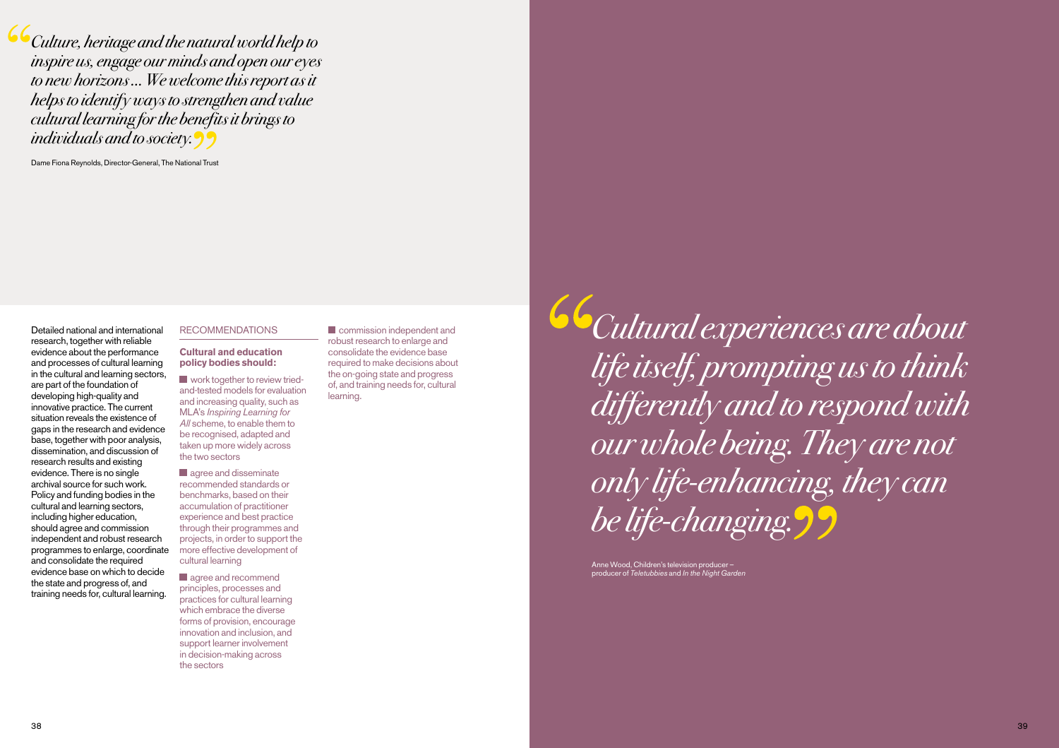> *Culture, heritage and the natural world help to inspire us, engage our minds and open our eyes to new horizons… We welcome this report as it helps to identify ways to strengthen and value cultural learning for the benefits it brings to individuals and to society.*

Dame Fiona Reynolds, Director-General, The National Trust

Detailed national and international research, together with reliable evidence about the performance and processes of cultural learning in the cultural and learning sectors, are part of the foundation of developing high-quality and innovative practice. The current situation reveals the existence of gaps in the research and evidence base, together with poor analysis, dissemination, and discussion of research results and existing evidence. There is no single archival source for such work. Policy and funding bodies in the cultural and learning sectors, including higher education, should agree and commission independent and robust research programmes to enlarge, coordinate and consolidate the required evidence base on which to decide the state and progress of, and training needs for, cultural learning.

## RECOMMENDATIONS

**Cultural and education policy bodies should:**

- work together to review tried-and-tested models for evaluation and increasing quality, such as MLA's *Inspiring Learning for All* scheme, to enable them to be recognised, adapted and taken up more widely across the two sectors
- agree and disseminate recommended standards or benchmarks, based on their accumulation of practitioner experience and best practice through their programmes and projects, in order to support the more effective development of cultural learning
- agree and recommend principles, processes and practices for cultural learning which embrace the diverse forms of provision, encourage innovation and inclusion, and support learner involvement in decision-making across the sectors
- commission independent and robust research to enlarge and consolidate the evidence base required to make decisions about the on-going state and progress of, and training needs for, cultural learning.

> *Cultural experiences are about life itself, prompting us to think differently and to respond with our whole being. They are not only life-enhancing, they can be life-changing.*

Anne Wood, Children's television producer – producer of *Teletubbies* and *In the Night Garden*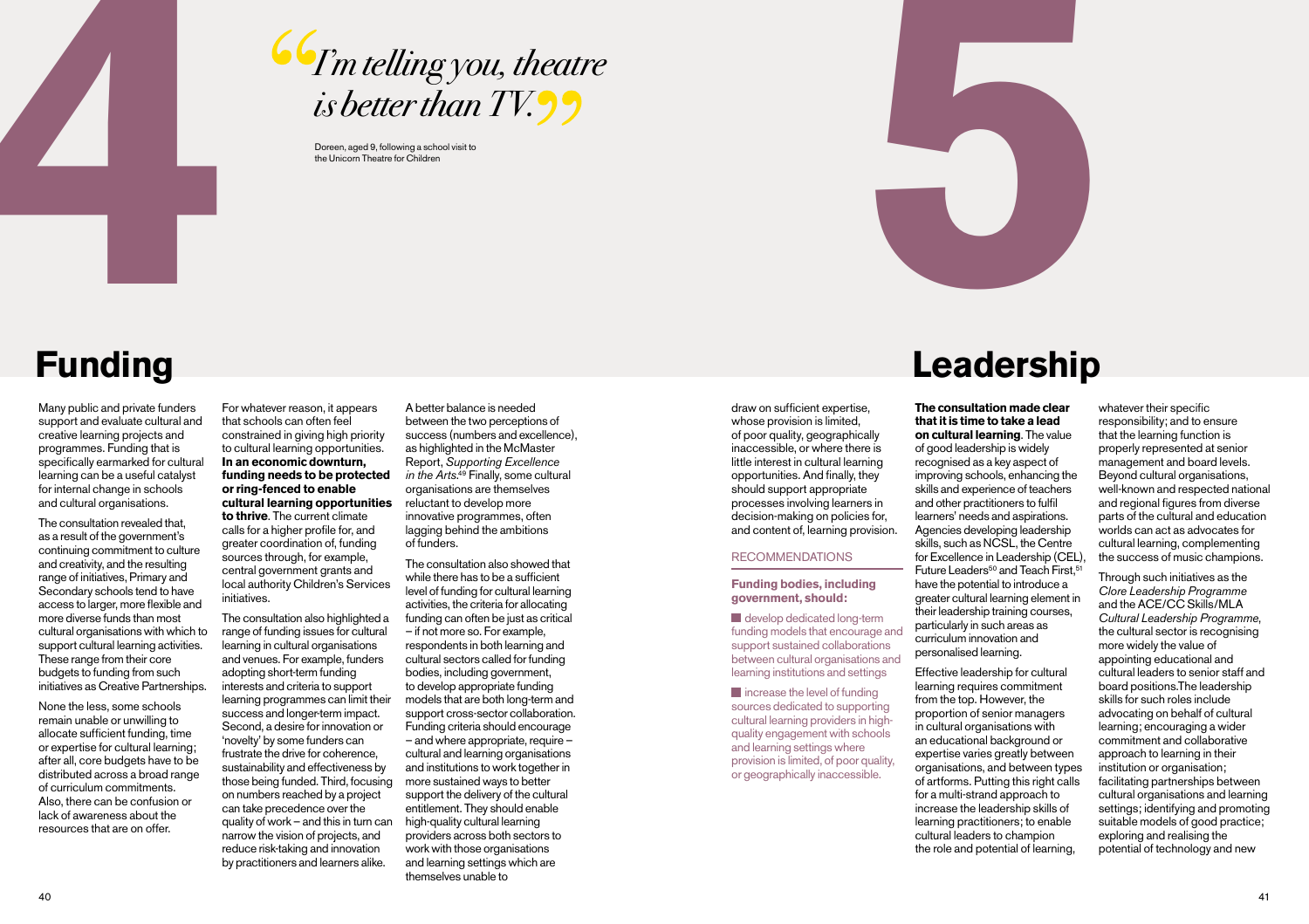# 4

> *"I'm telling you, theatre is better than TV."*

Doreen, aged 9, following a school visit to the Unicorn Theatre for Children

## Funding

Many public and private funders support and evaluate cultural and creative learning projects and programmes. Funding that is specifically earmarked for cultural learning can be a useful catalyst for internal change in schools and cultural organisations.

The consultation revealed that, as a result of the government's continuing commitment to culture and creativity, and the resulting range of initiatives, Primary and Secondary schools tend to have access to larger, more flexible and more diverse funds than most cultural organisations with which to support cultural learning activities. These range from their core budgets to funding from such initiatives as Creative Partnerships.

None the less, some schools remain unable or unwilling to allocate sufficient funding, time or expertise for cultural learning; after all, core budgets have to be distributed across a broad range of curriculum commitments. Also, there can be confusion or lack of awareness about the resources that are on offer.

For whatever reason, it appears that schools can often feel constrained in giving high priority to cultural learning opportunities. **In an economic downturn, funding needs to be protected or ring-fenced to enable cultural learning opportunities to thrive**. The current climate calls for a higher profile for, and greater coordination of, funding sources through, for example, central government grants and local authority Children's Services initiatives.

The consultation also highlighted a range of funding issues for cultural learning in cultural organisations and venues. For example, funders adopting short-term funding interests and criteria to support learning programmes can limit their success and longer-term impact. Second, a desire for innovation or 'novelty' by some funders can frustrate the drive for coherence, sustainability and effectiveness by those being funded. Third, focusing on numbers reached by a project can take precedence over the quality of work – and this in turn can narrow the vision of projects, and reduce risk-taking and innovation by practitioners and learners alike.

A better balance is needed between the two perceptions of success (numbers and excellence), as highlighted in the McMaster Report, *Supporting Excellence in the Arts*.[49] Finally, some cultural organisations are themselves reluctant to develop more innovative programmes, often lagging behind the ambitions of funders.

The consultation also showed that while there has to be a sufficient level of funding for cultural learning activities, the criteria for allocating funding can often be just as critical – if not more so. For example, respondents in both learning and cultural sectors called for funding bodies, including government, to develop appropriate funding models that are both long-term and support cross-sector collaboration. Funding criteria should encourage – and where appropriate, require – cultural and learning organisations and institutions to work together in more sustained ways to better support the delivery of the cultural entitlement. They should enable high-quality cultural learning providers across both sectors to work with those organisations and learning settings which are themselves unable to draw on sufficient expertise, whose provision is limited, of poor quality, geographically inaccessible, or where there is little interest in cultural learning opportunities. And finally, they should support appropriate processes involving learners in decision-making on policies for, and content of, learning provision.

### RECOMMENDATIONS

**Funding bodies, including government, should:**

- develop dedicated long-term funding models that encourage and support sustained collaborations between cultural organisations and learning institutions and settings
- increase the level of funding sources dedicated to supporting cultural learning providers in high-quality engagement with schools and learning settings where provision is limited, of poor quality, or geographically inaccessible.

# 5

## Leadership

**The consultation made clear that it is time to take a lead on cultural learning**. The value of good leadership is widely recognised as a key aspect of improving schools, enhancing the skills and experience of teachers and other practitioners to fulfil learners' needs and aspirations. Agencies developing leadership skills, such as NCSL, the Centre for Excellence in Leadership (CEL), Future Leaders[50] and Teach First,[51] have the potential to introduce a greater cultural learning element in their leadership training courses, particularly in such areas as curriculum innovation and personalised learning.

Effective leadership for cultural learning requires commitment from the top. However, the proportion of senior managers in cultural organisations with an educational background or expertise varies greatly between organisations, and between types of artforms. Putting this right calls for a multi-strand approach to increase the leadership skills of learning practitioners; to enable cultural leaders to champion the role and potential of learning, whatever their specific responsibility; and to ensure that the learning function is properly represented at senior management and board levels. Beyond cultural organisations, well-known and respected national and regional figures from diverse parts of the cultural and education worlds can act as advocates for cultural learning, complementing the success of music champions.

Through such initiatives as the *Clore Leadership Programme* and the ACE/CC Skills/MLA *Cultural Leadership Programme*, the cultural sector is recognising more widely the value of appointing educational and cultural leaders to senior staff and board positions.The leadership skills for such roles include advocating on behalf of cultural learning; encouraging a wider commitment and collaborative approach to learning in their institution or organisation; facilitating partnerships between cultural organisations and learning settings; identifying and promoting suitable models of good practice; exploring and realising the potential of technology and new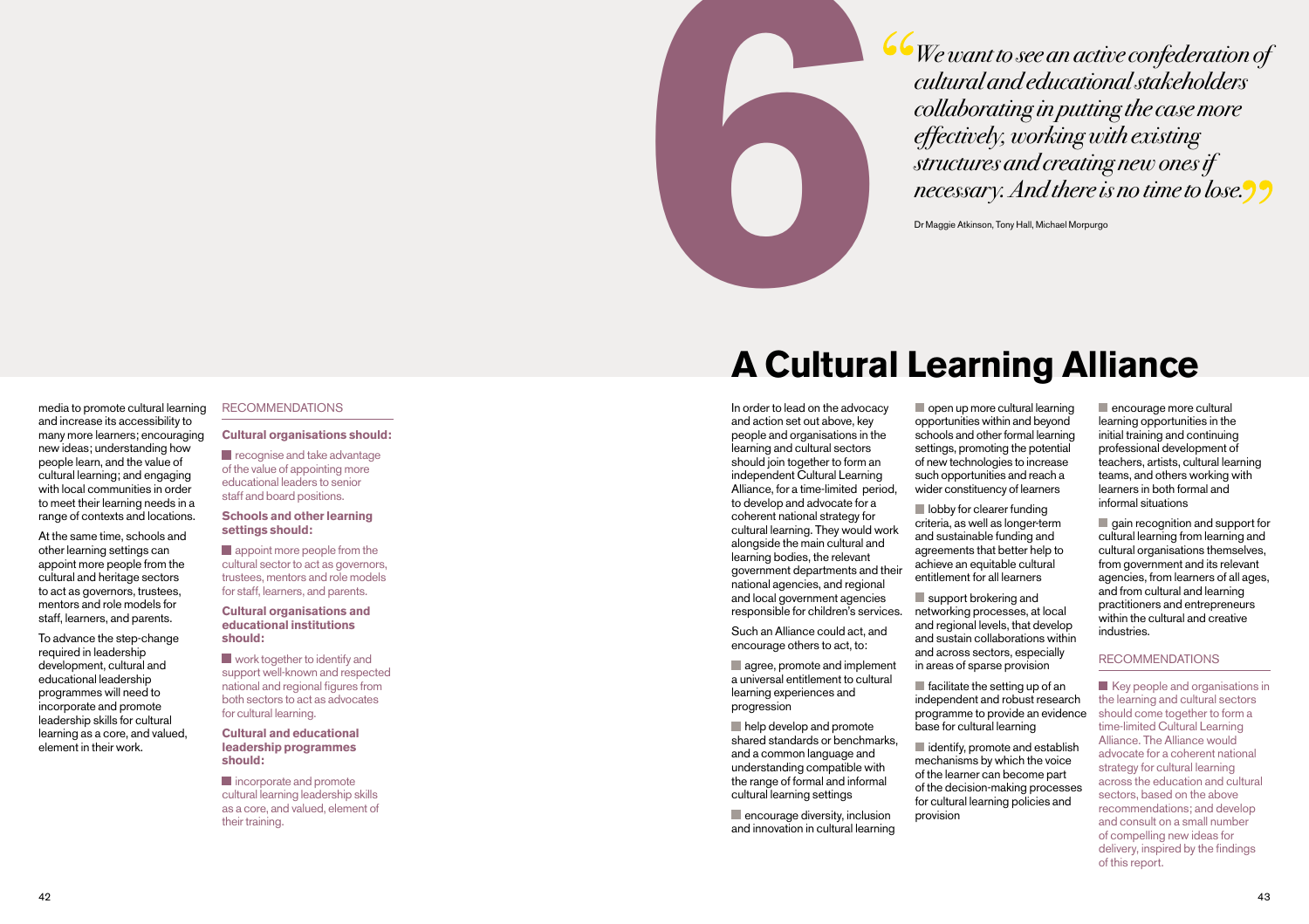media to promote cultural learning and increase its accessibility to many more learners; encouraging new ideas; understanding how people learn, and the value of cultural learning; and engaging with local communities in order to meet their learning needs in a range of contexts and locations.

At the same time, schools and other learning settings can appoint more people from the cultural and heritage sectors to act as governors, trustees, mentors and role models for staff, learners, and parents.

To advance the step-change required in leadership development, cultural and educational leadership programmes will need to incorporate and promote leadership skills for cultural learning as a core, and valued, element in their work.

RECOMMENDATIONS

**Cultural organisations should:**

- recognise and take advantage of the value of appointing more educational leaders to senior staff and board positions.

**Schools and other learning settings should:**

- appoint more people from the cultural sector to act as governors, trustees, mentors and role models for staff, learners, and parents.

**Cultural organisations and educational institutions should:**

- work together to identify and support well-known and respected national and regional figures from both sectors to act as advocates for cultural learning.

**Cultural and educational leadership programmes should:**

- incorporate and promote cultural learning leadership skills as a core, and valued, element of their training.

# 6

*"We want to see an active confederation of cultural and educational stakeholders collaborating in putting the case more effectively, working with existing structures and creating new ones if necessary. And there is no time to lose."*

Dr Maggie Atkinson, Tony Hall, Michael Morpurgo

# A Cultural Learning Alliance

In order to lead on the advocacy and action set out above, key people and organisations in the learning and cultural sectors should join together to form an independent Cultural Learning Alliance, for a time-limited period, to develop and advocate for a coherent national strategy for cultural learning. They would work alongside the main cultural and learning bodies, the relevant government departments and their national agencies, and regional and local government agencies responsible for children's services.

Such an Alliance could act, and encourage others to act, to:

- agree, promote and implement a universal entitlement to cultural learning experiences and progression
- help develop and promote shared standards or benchmarks, and a common language and understanding compatible with the range of formal and informal cultural learning settings
- encourage diversity, inclusion and innovation in cultural learning
- open up more cultural learning opportunities within and beyond schools and other formal learning settings, promoting the potential of new technologies to increase such opportunities and reach a wider constituency of learners
- lobby for clearer funding criteria, as well as longer-term and sustainable funding and agreements that better help to achieve an equitable cultural entitlement for all learners
- support brokering and networking processes, at local and regional levels, that develop and sustain collaborations within and across sectors, especially in areas of sparse provision
- facilitate the setting up of an independent and robust research programme to provide an evidence base for cultural learning
- identify, promote and establish mechanisms by which the voice of the learner can become part of the decision-making processes for cultural learning policies and provision
- encourage more cultural learning opportunities in the initial training and continuing professional development of teachers, artists, cultural learning teams, and others working with learners in both formal and informal situations
- gain recognition and support for cultural learning from learning and cultural organisations themselves, from government and its relevant agencies, from learners of all ages, and from cultural and learning practitioners and entrepreneurs within the cultural and creative industries.

RECOMMENDATIONS

- Key people and organisations in the learning and cultural sectors should come together to form a time-limited Cultural Learning Alliance. The Alliance would advocate for a coherent national strategy for cultural learning across the education and cultural sectors, based on the above recommendations; and develop and consult on a small number of compelling new ideas for delivery, inspired by the findings of this report.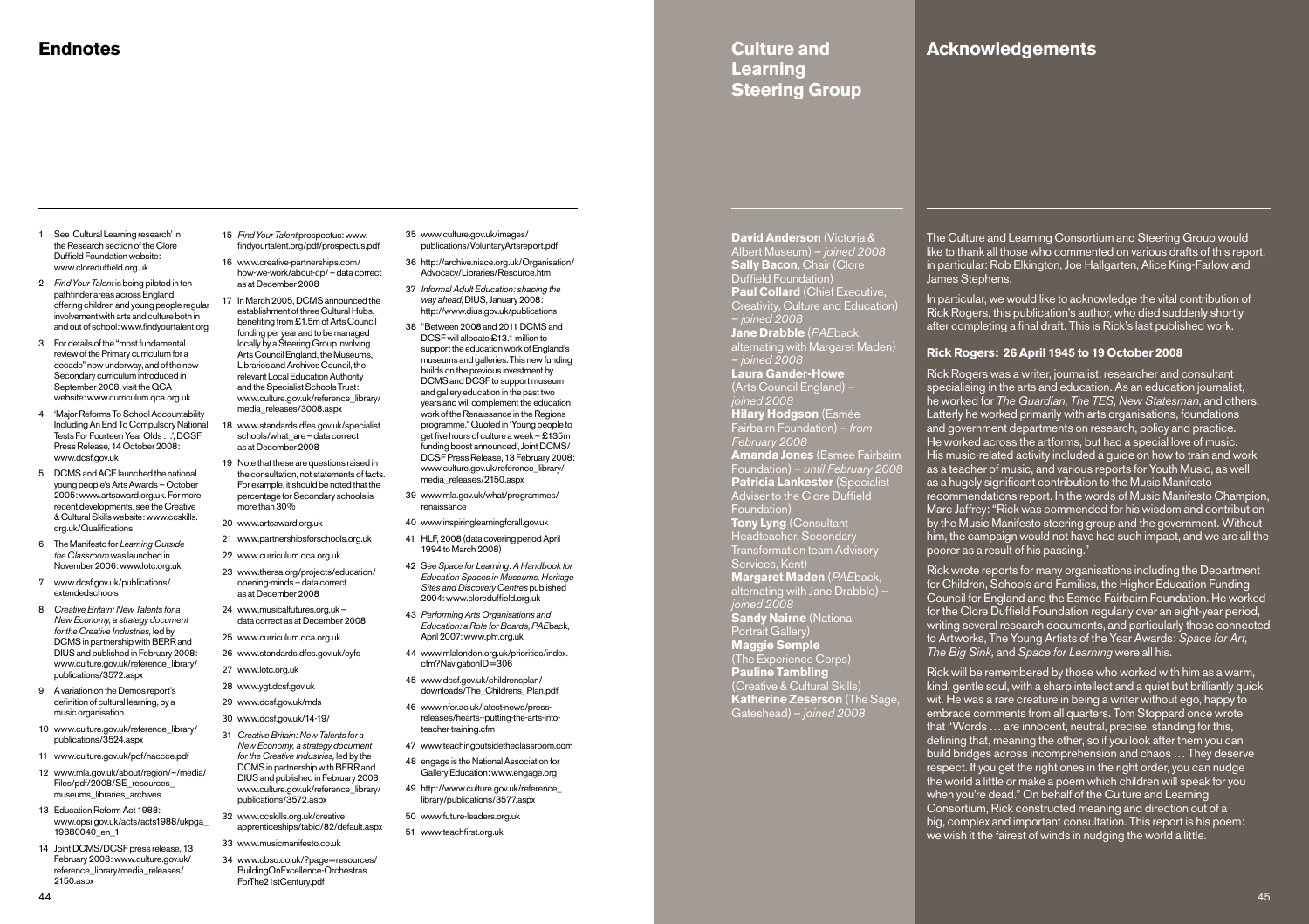## Endnotes

1. See 'Cultural Learning research' in the Research section of the Clore Duffield Foundation website: www.cloreduffield.org.uk
2. *Find Your Talent* is being piloted in ten pathfinder areas across England, offering children and young people regular involvement with arts and culture both in and out of school: www.findyourtalent.org
3. For details of the "most fundamental review of the Primary curriculum for a decade" now underway, and of the new Secondary curriculum introduced in September 2008, visit the QCA website: www.curriculum.qca.org.uk
4. 'Major Reforms To School Accountability Including An End To Compulsory National Tests For Fourteen Year Olds …', DCSF Press Release, 14 October 2008: www.dcsf.gov.uk
5. DCMS and ACE launched the national young people's Arts Awards – October 2005: www.artsaward.org.uk. For more recent developments, see the Creative & Cultural Skills website: www.ccskills.org.uk/Qualifications
6. The Manifesto for *Learning Outside the Classroom* was launched in November 2006: www.lotc.org.uk
7. www.dcsf.gov.uk/publications/extendedschools
8. *Creative Britain: New Talents for a New Economy, a strategy document for the Creative Industries*, led by DCMS in partnership with BERR and DIUS and published in February 2008: www.culture.gov.uk/reference_library/publications/3572.aspx
9. A variation on the Demos report's definition of cultural learning, by a music organisation
10. www.culture.gov.uk/reference_library/publications/3524.aspx
11. www.culture.gov.uk/pdf/naccce.pdf
12. www.mla.gov.uk/about/region/~/media/Files/pdf/2008/SE_resources_museums_libraries_archives
13. Education Reform Act 1988: www.opsi.gov.uk/acts/acts1988/ukpga_19880040_en_1
14. Joint DCMS/DCSF press release, 13 February 2008: www.culture.gov.uk/reference_library/media_releases/2150.aspx
15. *Find Your Talent* prospectus: www.findyourtalent.org/pdf/prospectus.pdf
16. www.creative-partnerships.com/how-we-work/about-cp/ – data correct as at December 2008
17. In March 2005, DCMS announced the establishment of three Cultural Hubs, benefiting from £1.5m of Arts Council funding per year and to be managed locally by a Steering Group involving Arts Council England, the Museums, Libraries and Archives Council, the relevant Local Education Authority and the Specialist Schools Trust: www.culture.gov.uk/reference_library/media_releases/3008.aspx
18. www.standards.dfes.gov.uk/specialistschools/what_are – data correct as at December 2008
19. Note that these are questions raised in the consultation, not statements of facts. For example, it should be noted that the percentage for Secondary schools is more than 30%
20. www.artsaward.org.uk
21. www.partnershipsforschools.org.uk
22. www.curriculum.qca.org.uk
23. www.thersa.org/projects/education/opening-minds – data correct as at December 2008
24. www.musicalfutures.org.uk – data correct as at December 2008
25. www.curriculum.qca.org.uk
26. www.standards.dfes.gov.uk/eyfs
27. www.lotc.org.uk
28. www.ygt.dcsf.gov.uk
29. www.dcsf.gov.uk/mds
30. www.dcsf.gov.uk/14-19/
31. *Creative Britain: New Talents for a New Economy, a strategy document for the Creative Industries*, led by the DCMS in partnership with BERR and DIUS and published in February 2008: www.culture.gov.uk/reference_library/publications/3572.aspx
32. www.ccskills.org.uk/creative apprenticeships/tabid/82/default.aspx
33. www.musicmanifesto.co.uk
34. www.cbso.co.uk/?page=resources/BuildingOnExcellence-Orchestras ForThe21stCentury.pdf
35. www.culture.gov.uk/images/publications/VoluntaryArtsreport.pdf
36. http://archive.niace.org.uk/Organisation/Advocacy/Libraries/Resource.htm
37. *Informal Adult Education: shaping the way ahead*, DIUS, January 2008: http://www.dius.gov.uk/publications
38. "Between 2008 and 2011 DCMS and DCSF will allocate £13.1 million to support the education work of England's museums and galleries. This new funding builds on the previous investment by DCMS and DCSF to support museum and gallery education in the past two years and will complement the education work of the Renaissance in the Regions programme." Quoted in 'Young people to get five hours of culture a week – £135m funding boost announced', Joint DCMS/DCSF Press Release, 13 February 2008: www.culture.gov.uk/reference_library/media_releases/2150.aspx
39. www.mla.gov.uk/what/programmes/renaissance
40. www.inspiringlearningforall.gov.uk
41. HLF, 2008 (data covering period April 1994 to March 2008)
42. See *Space for Learning: A Handbook for Education Spaces in Museums, Heritage Sites and Discovery Centres* published 2004: www.cloreduffield.org.uk
43. *Performing Arts Organisations and Education: a Role for Boards*, *PAE*back, April 2007: www.phf.org.uk
44. www.mlalondon.org.uk/priorities/index.cfm?NavigationID=306
45. www.dcsf.gov.uk/childrensplan/downloads/The_Childrens_Plan.pdf
46. www.nfer.ac.uk/latest-news/press-releases/hearts--putting-the-arts-into-teacher-training.cfm
47. www.teachingoutsidetheclassroom.com
48. engage is the National Association for Gallery Education: www.engage.org
49. http://www.culture.gov.uk/reference_library/publications/3577.aspx
50. www.future-leaders.org.uk
51. www.teachfirst.org.uk

## Culture and Learning Steering Group

**David Anderson** (Victoria & Albert Museum) – *joined 2008*
**Sally Bacon**, Chair (Clore Duffield Foundation)
**Paul Collard** (Chief Executive, Creativity, Culture and Education) – *joined 2008*
**Jane Drabble** (*PAE*back, alternating with Margaret Maden) – *joined 2008*
**Laura Gander-Howe** (Arts Council England) – *joined 2008*
**Hilary Hodgson** (Esmée Fairbairn Foundation) – *from February 2008*
**Amanda Jones** (Esmée Fairbairn Foundation) – *until February 2008*
**Patricia Lankester** (Specialist Adviser to the Clore Duffield Foundation)
**Tony Lyng** (Consultant Headteacher, Secondary Transformation team Advisory Services, Kent)
**Margaret Maden** (*PAE*back, alternating with Jane Drabble) – *joined 2008*
**Sandy Nairne** (National Portrait Gallery)
**Maggie Semple** (The Experience Corps)
**Pauline Tambling** (Creative & Cultural Skills)
**Katherine Zeserson** (The Sage, Gateshead) – *joined 2008*

## Acknowledgements

The Culture and Learning Consortium and Steering Group would like to thank all those who commented on various drafts of this report, in particular: Rob Elkington, Joe Hallgarten, Alice King-Farlow and James Stephens.

In particular, we would like to acknowledge the vital contribution of Rick Rogers, this publication's author, who died suddenly shortly after completing a final draft. This is Rick's last published work.

### Rick Rogers: 26 April 1945 to 19 October 2008

Rick Rogers was a writer, journalist, researcher and consultant specialising in the arts and education. As an education journalist, he worked for *The Guardian*, *The TES*, *New Statesman*, and others. Latterly he worked primarily with arts organisations, foundations and government departments on research, policy and practice. He worked across the artforms, but had a special love of music. His music-related activity included a guide on how to train and work as a teacher of music, and various reports for Youth Music, as well as a hugely significant contribution to the Music Manifesto recommendations report. In the words of Music Manifesto Champion, Marc Jaffrey: "Rick was commended for his wisdom and contribution by the Music Manifesto steering group and the government. Without him, the campaign would not have had such impact, and we are all the poorer as a result of his passing."

Rick wrote reports for many organisations including the Department for Children, Schools and Families, the Higher Education Funding Council for England and the Esmée Fairbairn Foundation. He worked for the Clore Duffield Foundation regularly over an eight-year period, writing several research documents, and particularly those connected to Artworks, The Young Artists of the Year Awards: *Space for Art*, *The Big Sink*, and *Space for Learning* were all his.

Rick will be remembered by those who worked with him as a warm, kind, gentle soul, with a sharp intellect and a quiet but brilliantly quick wit. He was a rare creature in being a writer without ego, happy to embrace comments from all quarters. Tom Stoppard once wrote that "Words … are innocent, neutral, precise, standing for this, defining that, meaning the other, so if you look after them you can build bridges across incomprehension and chaos … They deserve respect. If you get the right ones in the right order, you can nudge the world a little or make a poem which children will speak for you when you're dead." On behalf of the Culture and Learning Consortium, Rick constructed meaning and direction out of a big, complex and important consultation. This report is his poem: we wish it the fairest of winds in nudging the world a little.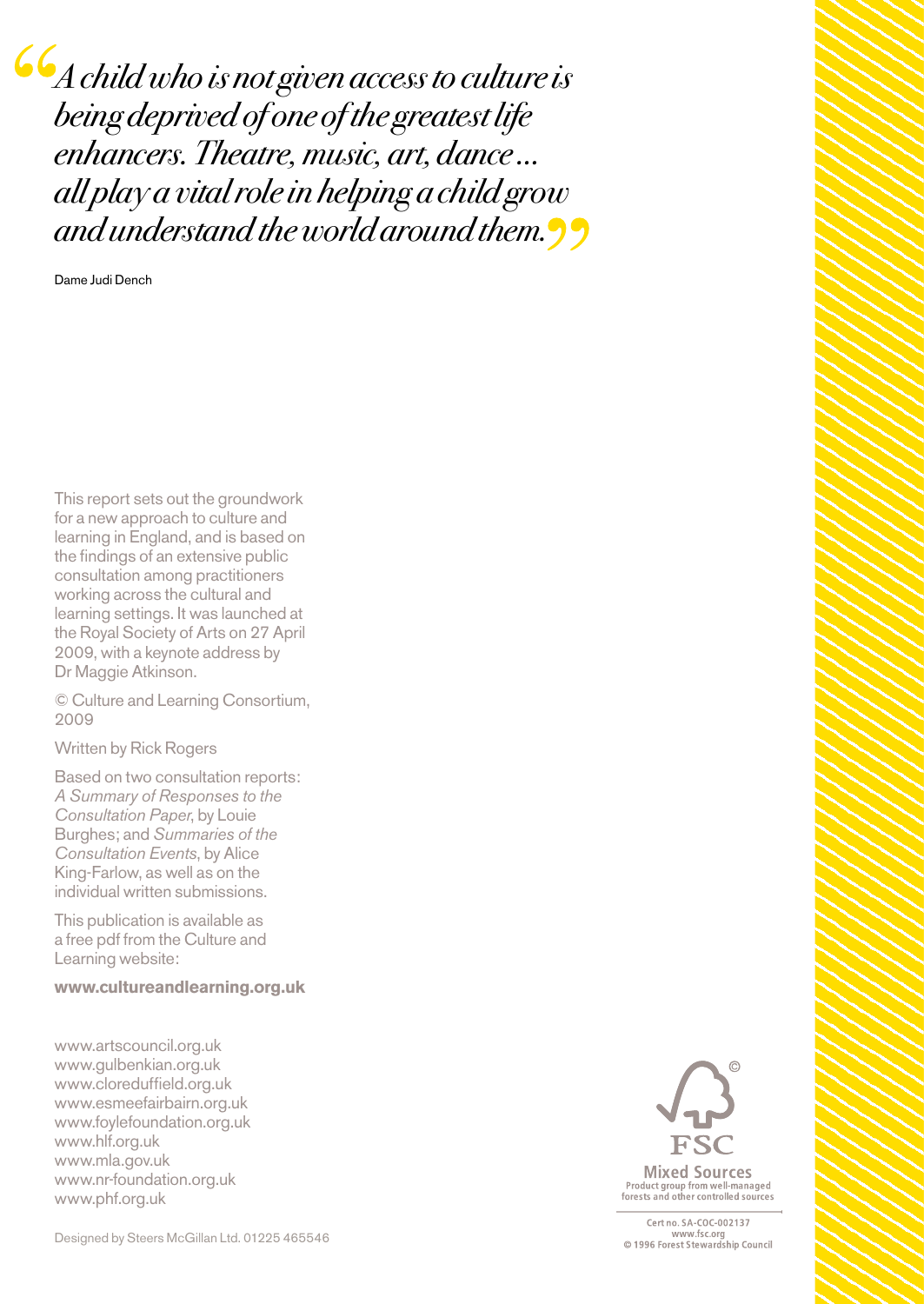> *"A child who is not given access to culture is being deprived of one of the greatest life enhancers. Theatre, music, art, dance… all play a vital role in helping a child grow and understand the world around them."*

Dame Judi Dench

This report sets out the groundwork for a new approach to culture and learning in England, and is based on the findings of an extensive public consultation among practitioners working across the cultural and learning settings. It was launched at the Royal Society of Arts on 27 April 2009, with a keynote address by Dr Maggie Atkinson.

© Culture and Learning Consortium, 2009

Written by Rick Rogers

Based on two consultation reports: *A Summary of Responses to the Consultation Paper*, by Louie Burghes; and *Summaries of the Consultation Events*, by Alice King-Farlow, as well as on the individual written submissions.

This publication is available as a free pdf from the Culture and Learning website:

**www.cultureandlearning.org.uk**

www.artscouncil.org.uk
www.gulbenkian.org.uk
www.cloreduffield.org.uk
www.esmeefairbairn.org.uk
www.foylefoundation.org.uk
www.hlf.org.uk
www.mla.gov.uk
www.nr-foundation.org.uk
www.phf.org.uk

Designed by Steers McGillan Ltd. 01225 465546

FSC
Mixed Sources
Product group from well-managed forests and other controlled sources
Cert no. SA-COC-002137
www.fsc.org
© 1996 Forest Stewardship Council